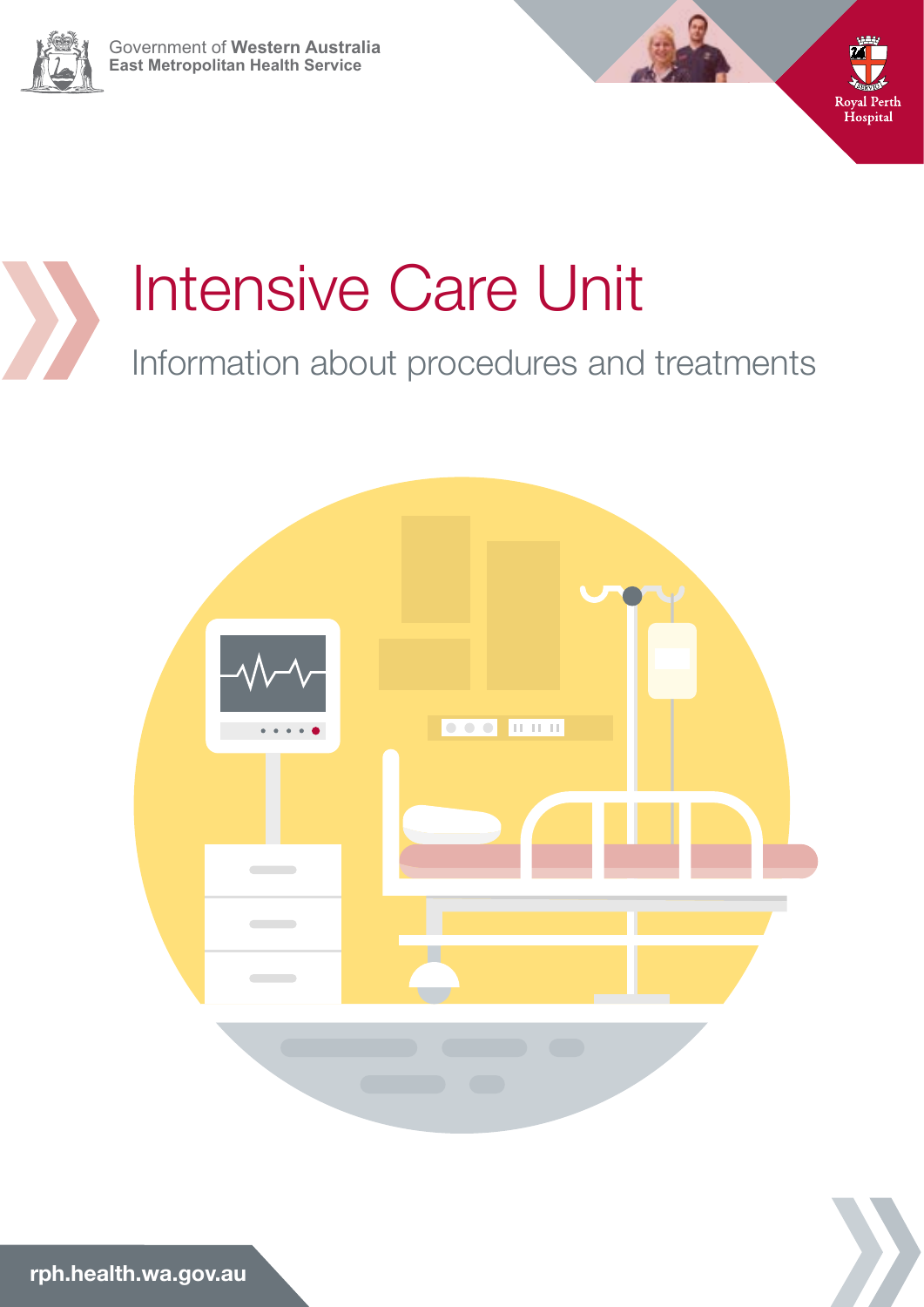Government of **Western Australia**
**East Metropolitan Health Service**

Royal Perth Hospital

# Intensive Care Unit

## Information about procedures and treatments

rph.health.wa.gov.au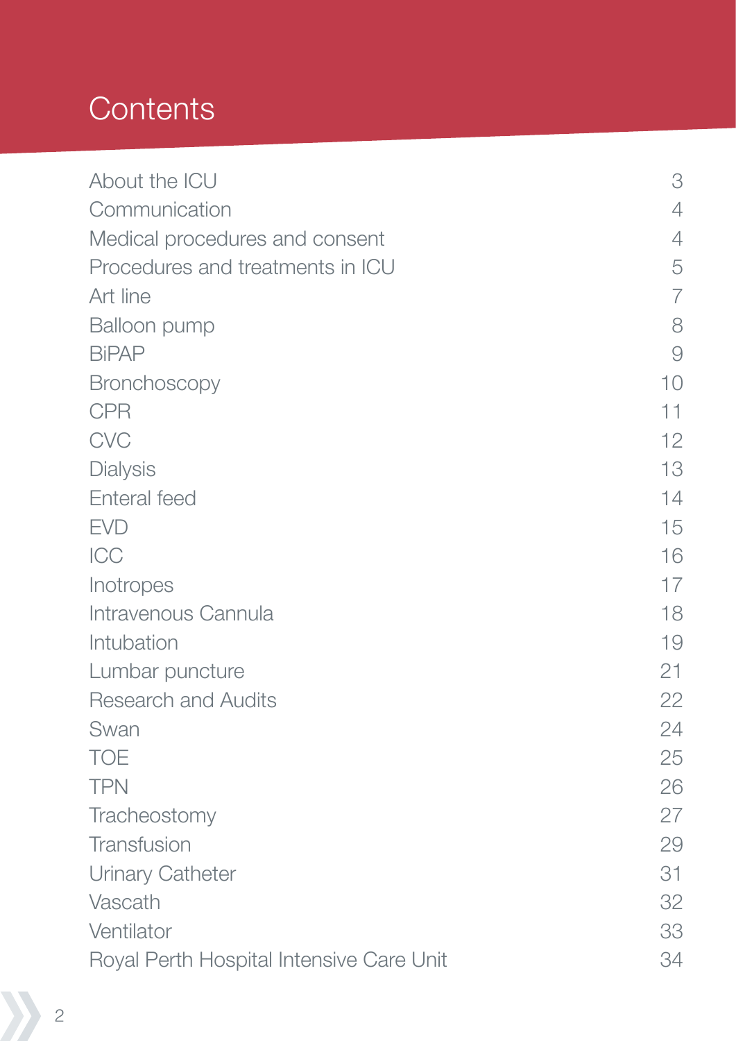# Contents

| | |
|---|---|
| About the ICU | 3 |
| Communication | 4 |
| Medical procedures and consent | 4 |
| Procedures and treatments in ICU | 5 |
| Art line | 7 |
| Balloon pump | 8 |
| BiPAP | 9 |
| Bronchoscopy | 10 |
| CPR | 11 |
| CVC | 12 |
| Dialysis | 13 |
| Enteral feed | 14 |
| EVD | 15 |
| ICC | 16 |
| Inotropes | 17 |
| Intravenous Cannula | 18 |
| Intubation | 19 |
| Lumbar puncture | 21 |
| Research and Audits | 22 |
| Swan | 24 |
| TOE | 25 |
| TPN | 26 |
| Tracheostomy | 27 |
| Transfusion | 29 |
| Urinary Catheter | 31 |
| Vascath | 32 |
| Ventilator | 33 |
| Royal Perth Hospital Intensive Care Unit | 34 |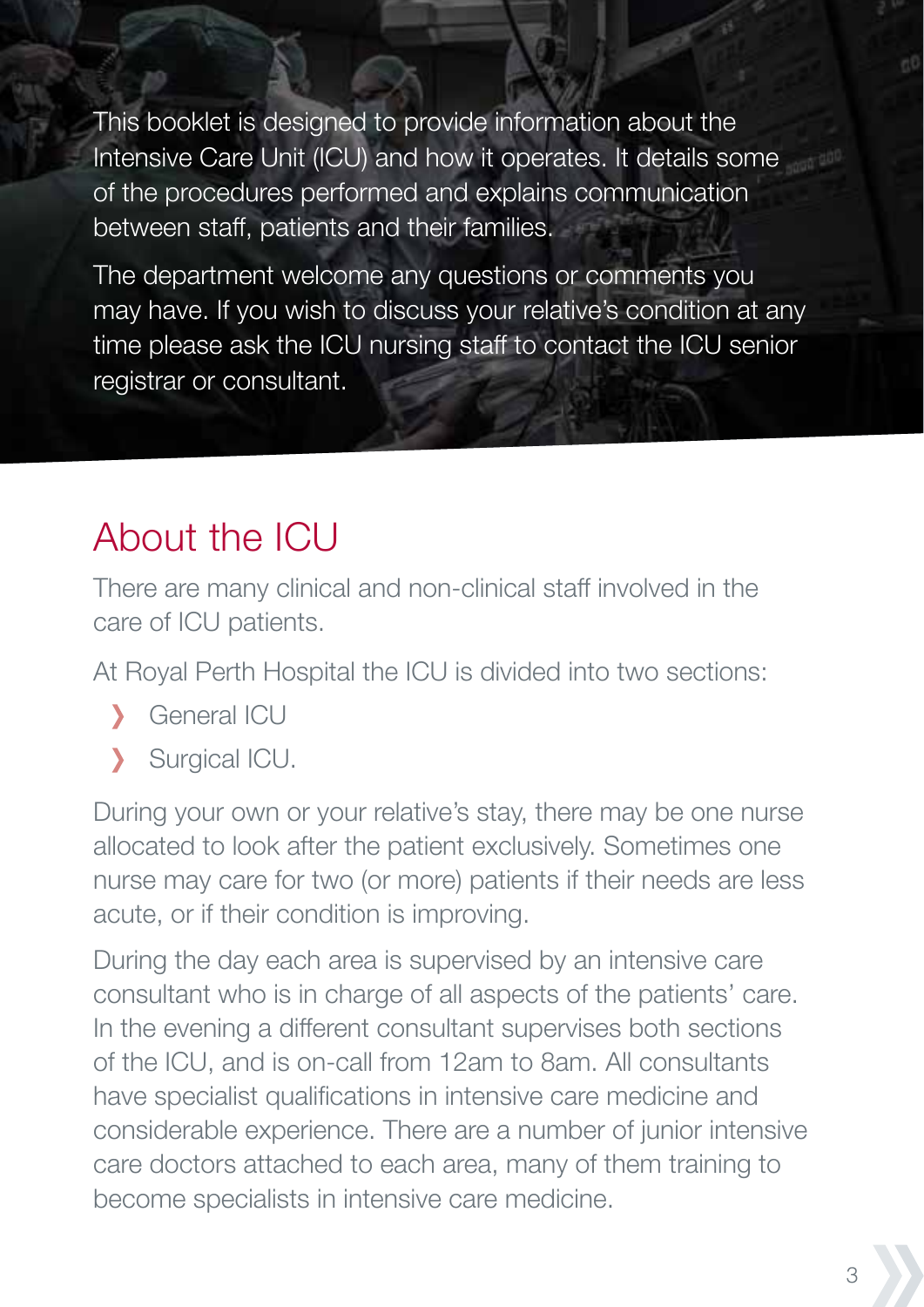This booklet is designed to provide information about the Intensive Care Unit (ICU) and how it operates. It details some of the procedures performed and explains communication between staff, patients and their families.

The department welcome any questions or comments you may have. If you wish to discuss your relative's condition at any time please ask the ICU nursing staff to contact the ICU senior registrar or consultant.

## About the ICU

There are many clinical and non-clinical staff involved in the care of ICU patients.

At Royal Perth Hospital the ICU is divided into two sections:

- General ICU
- Surgical ICU.

During your own or your relative's stay, there may be one nurse allocated to look after the patient exclusively. Sometimes one nurse may care for two (or more) patients if their needs are less acute, or if their condition is improving.

During the day each area is supervised by an intensive care consultant who is in charge of all aspects of the patients' care. In the evening a different consultant supervises both sections of the ICU, and is on-call from 12am to 8am. All consultants have specialist qualifications in intensive care medicine and considerable experience. There are a number of junior intensive care doctors attached to each area, many of them training to become specialists in intensive care medicine.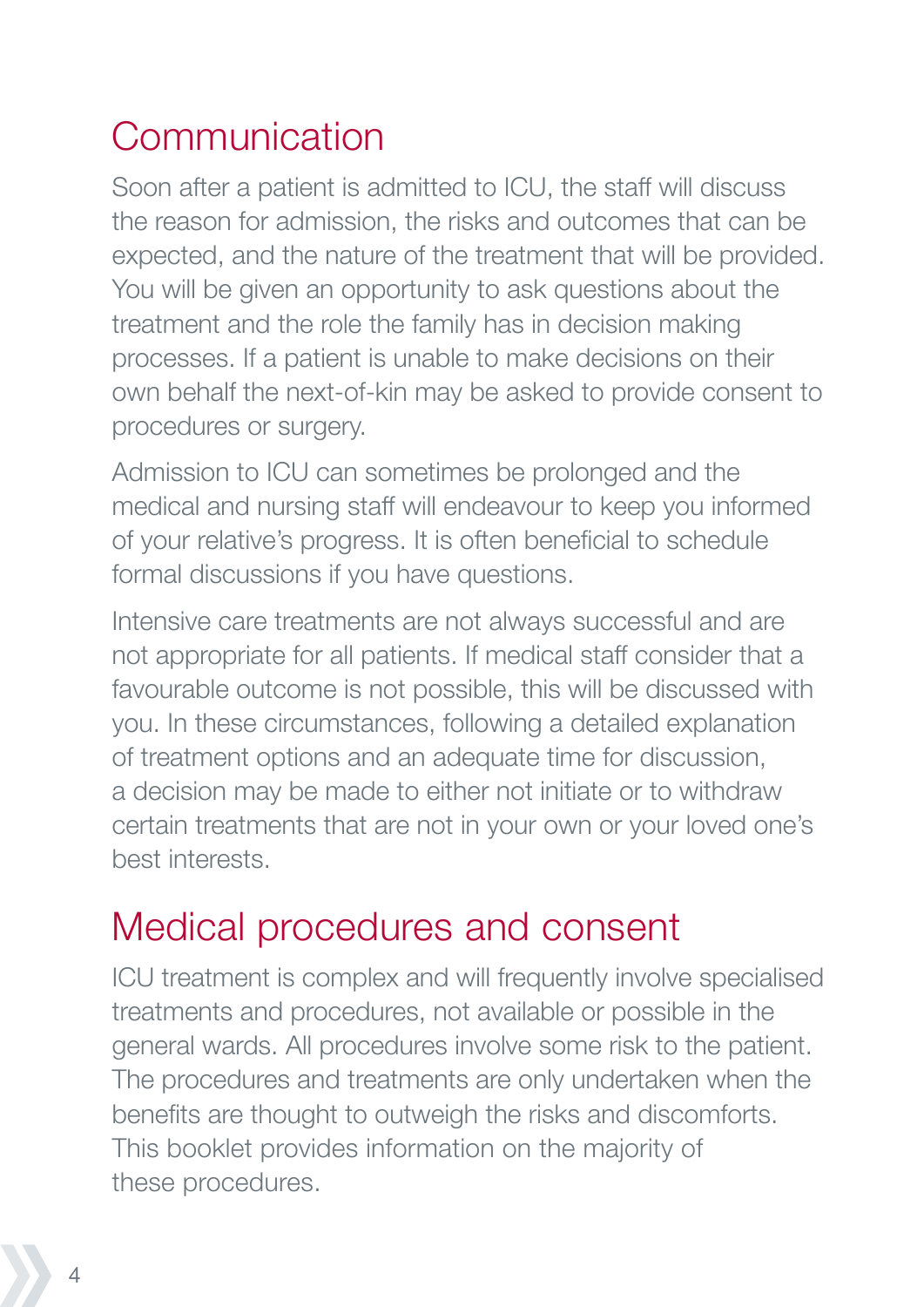## Communication

Soon after a patient is admitted to ICU, the staff will discuss the reason for admission, the risks and outcomes that can be expected, and the nature of the treatment that will be provided. You will be given an opportunity to ask questions about the treatment and the role the family has in decision making processes. If a patient is unable to make decisions on their own behalf the next-of-kin may be asked to provide consent to procedures or surgery.

Admission to ICU can sometimes be prolonged and the medical and nursing staff will endeavour to keep you informed of your relative's progress. It is often beneficial to schedule formal discussions if you have questions.

Intensive care treatments are not always successful and are not appropriate for all patients. If medical staff consider that a favourable outcome is not possible, this will be discussed with you. In these circumstances, following a detailed explanation of treatment options and an adequate time for discussion, a decision may be made to either not initiate or to withdraw certain treatments that are not in your own or your loved one's best interests.

## Medical procedures and consent

ICU treatment is complex and will frequently involve specialised treatments and procedures, not available or possible in the general wards. All procedures involve some risk to the patient. The procedures and treatments are only undertaken when the benefits are thought to outweigh the risks and discomforts. This booklet provides information on the majority of these procedures.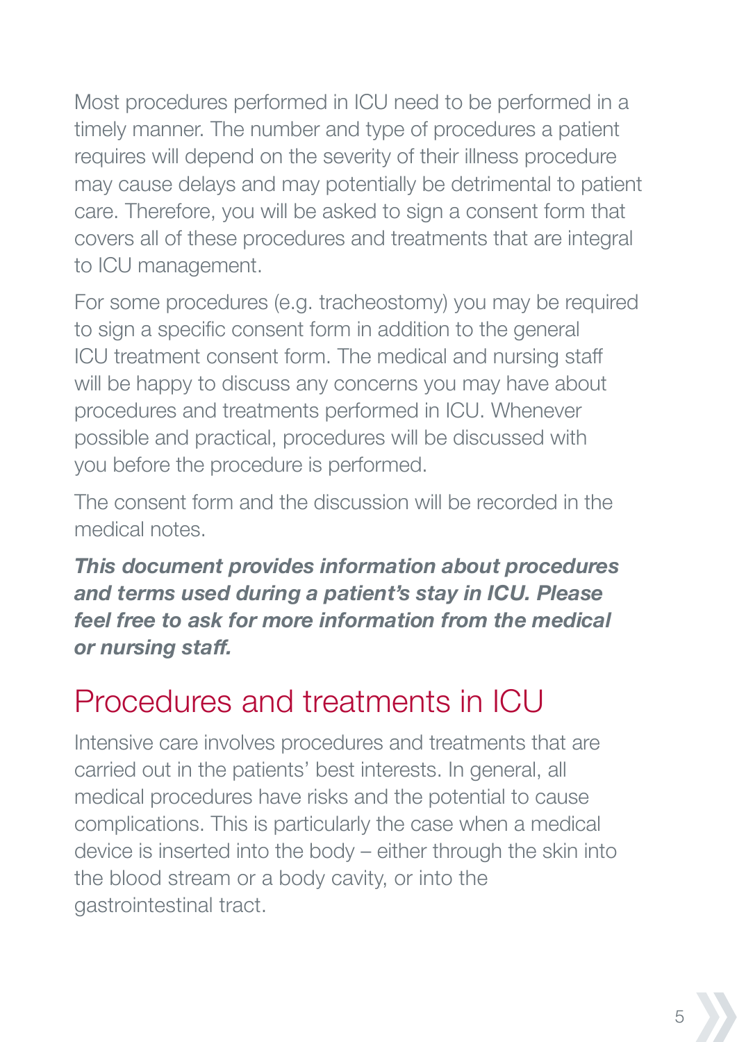Most procedures performed in ICU need to be performed in a timely manner. The number and type of procedures a patient requires will depend on the severity of their illness procedure may cause delays and may potentially be detrimental to patient care. Therefore, you will be asked to sign a consent form that covers all of these procedures and treatments that are integral to ICU management.

For some procedures (e.g. tracheostomy) you may be required to sign a specific consent form in addition to the general ICU treatment consent form. The medical and nursing staff will be happy to discuss any concerns you may have about procedures and treatments performed in ICU. Whenever possible and practical, procedures will be discussed with you before the procedure is performed.

The consent form and the discussion will be recorded in the medical notes.

***This document provides information about procedures and terms used during a patient's stay in ICU. Please feel free to ask for more information from the medical or nursing staff.***

## Procedures and treatments in ICU

Intensive care involves procedures and treatments that are carried out in the patients' best interests. In general, all medical procedures have risks and the potential to cause complications. This is particularly the case when a medical device is inserted into the body – either through the skin into the blood stream or a body cavity, or into the gastrointestinal tract.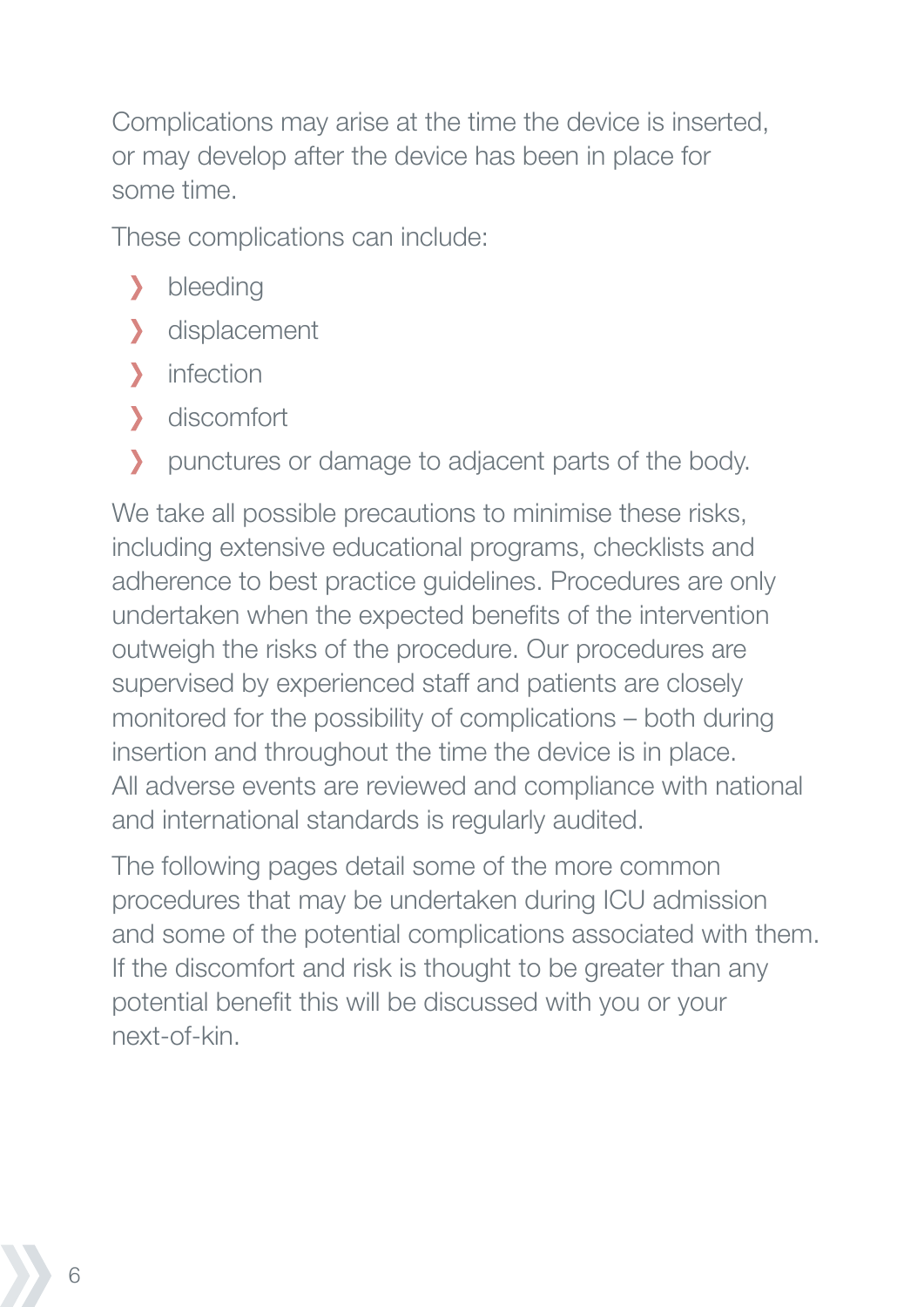Complications may arise at the time the device is inserted, or may develop after the device has been in place for some time.

These complications can include:

- bleeding
- displacement
- infection
- discomfort
- punctures or damage to adjacent parts of the body.

We take all possible precautions to minimise these risks, including extensive educational programs, checklists and adherence to best practice guidelines. Procedures are only undertaken when the expected benefits of the intervention outweigh the risks of the procedure. Our procedures are supervised by experienced staff and patients are closely monitored for the possibility of complications – both during insertion and throughout the time the device is in place. All adverse events are reviewed and compliance with national and international standards is regularly audited.

The following pages detail some of the more common procedures that may be undertaken during ICU admission and some of the potential complications associated with them. If the discomfort and risk is thought to be greater than any potential benefit this will be discussed with you or your next-of-kin.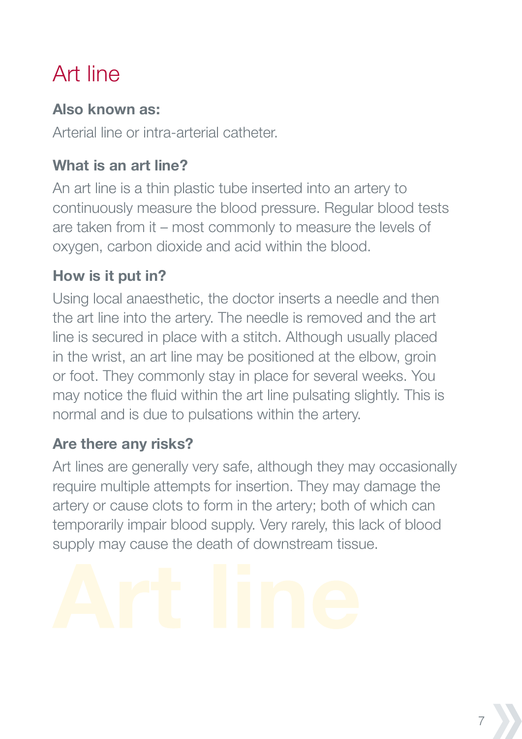# Art line

### Also known as:

Arterial line or intra-arterial catheter.

### What is an art line?

An art line is a thin plastic tube inserted into an artery to continuously measure the blood pressure. Regular blood tests are taken from it – most commonly to measure the levels of oxygen, carbon dioxide and acid within the blood.

### How is it put in?

Using local anaesthetic, the doctor inserts a needle and then the art line into the artery. The needle is removed and the art line is secured in place with a stitch. Although usually placed in the wrist, an art line may be positioned at the elbow, groin or foot. They commonly stay in place for several weeks. You may notice the fluid within the art line pulsating slightly. This is normal and is due to pulsations within the artery.

### Are there any risks?

Art lines are generally very safe, although they may occasionally require multiple attempts for insertion. They may damage the artery or cause clots to form in the artery; both of which can temporarily impair blood supply. Very rarely, this lack of blood supply may cause the death of downstream tissue.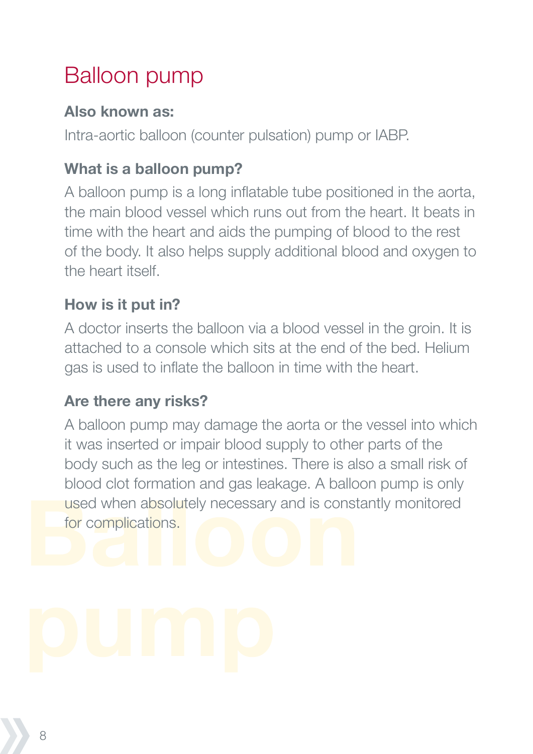# Balloon pump

### Also known as:

Intra-aortic balloon (counter pulsation) pump or IABP.

### What is a balloon pump?

A balloon pump is a long inflatable tube positioned in the aorta, the main blood vessel which runs out from the heart. It beats in time with the heart and aids the pumping of blood to the rest of the body. It also helps supply additional blood and oxygen to the heart itself.

### How is it put in?

A doctor inserts the balloon via a blood vessel in the groin. It is attached to a console which sits at the end of the bed. Helium gas is used to inflate the balloon in time with the heart.

### Are there any risks?

A balloon pump may damage the aorta or the vessel into which it was inserted or impair blood supply to other parts of the body such as the leg or intestines. There is also a small risk of blood clot formation and gas leakage. A balloon pump is only used when absolutely necessary and is constantly monitored for complications.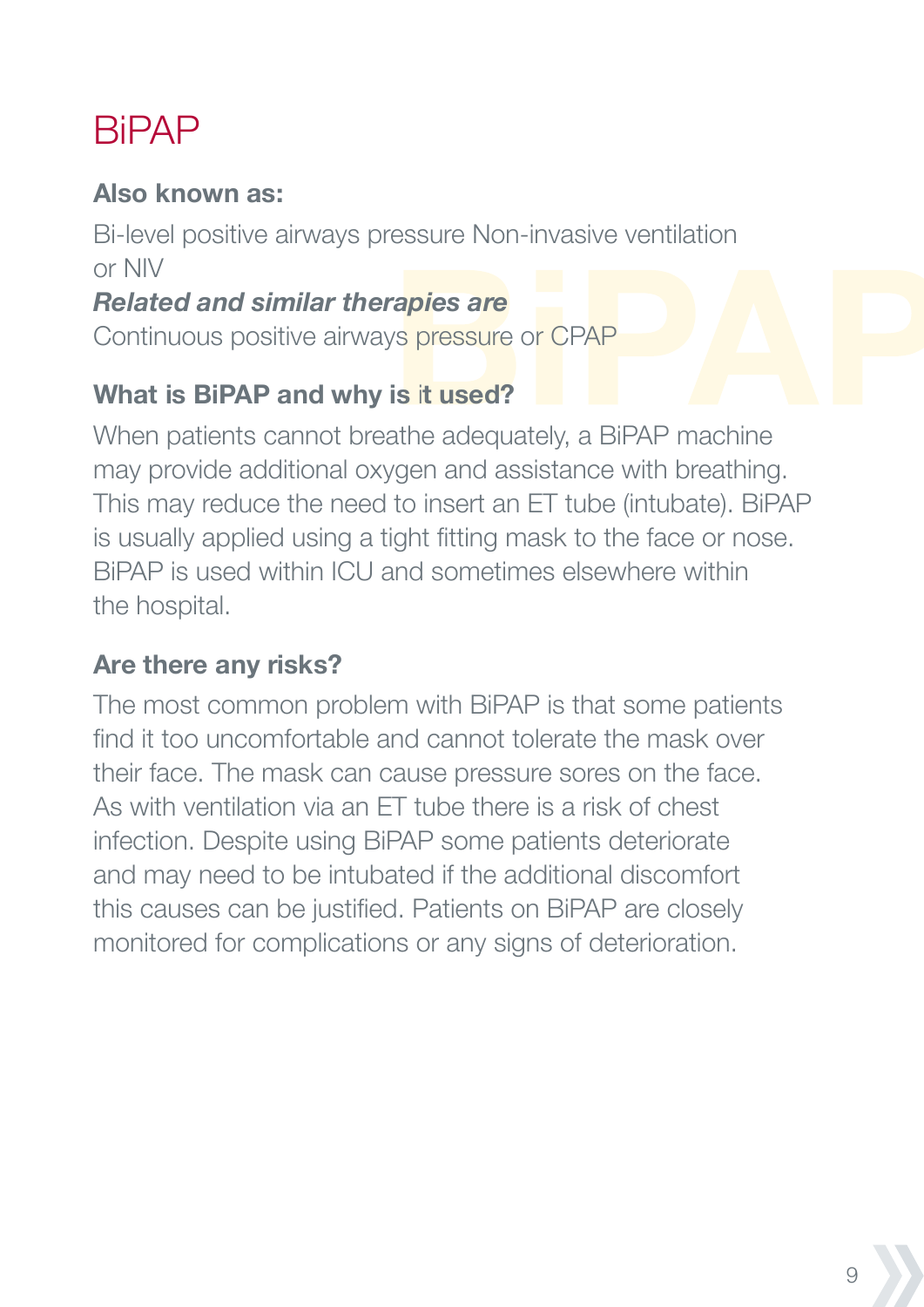# BiPAP

**Also known as:**

Bi-level positive airways pressure Non-invasive ventilation or NIV

***Related and similar therapies are***

Continuous positive airways pressure or CPAP

**What is BiPAP and why is it used?**

When patients cannot breathe adequately, a BiPAP machine may provide additional oxygen and assistance with breathing. This may reduce the need to insert an ET tube (intubate). BiPAP is usually applied using a tight fitting mask to the face or nose. BiPAP is used within ICU and sometimes elsewhere within the hospital.

**Are there any risks?**

The most common problem with BiPAP is that some patients find it too uncomfortable and cannot tolerate the mask over their face. The mask can cause pressure sores on the face. As with ventilation via an ET tube there is a risk of chest infection. Despite using BiPAP some patients deteriorate and may need to be intubated if the additional discomfort this causes can be justified. Patients on BiPAP are closely monitored for complications or any signs of deterioration.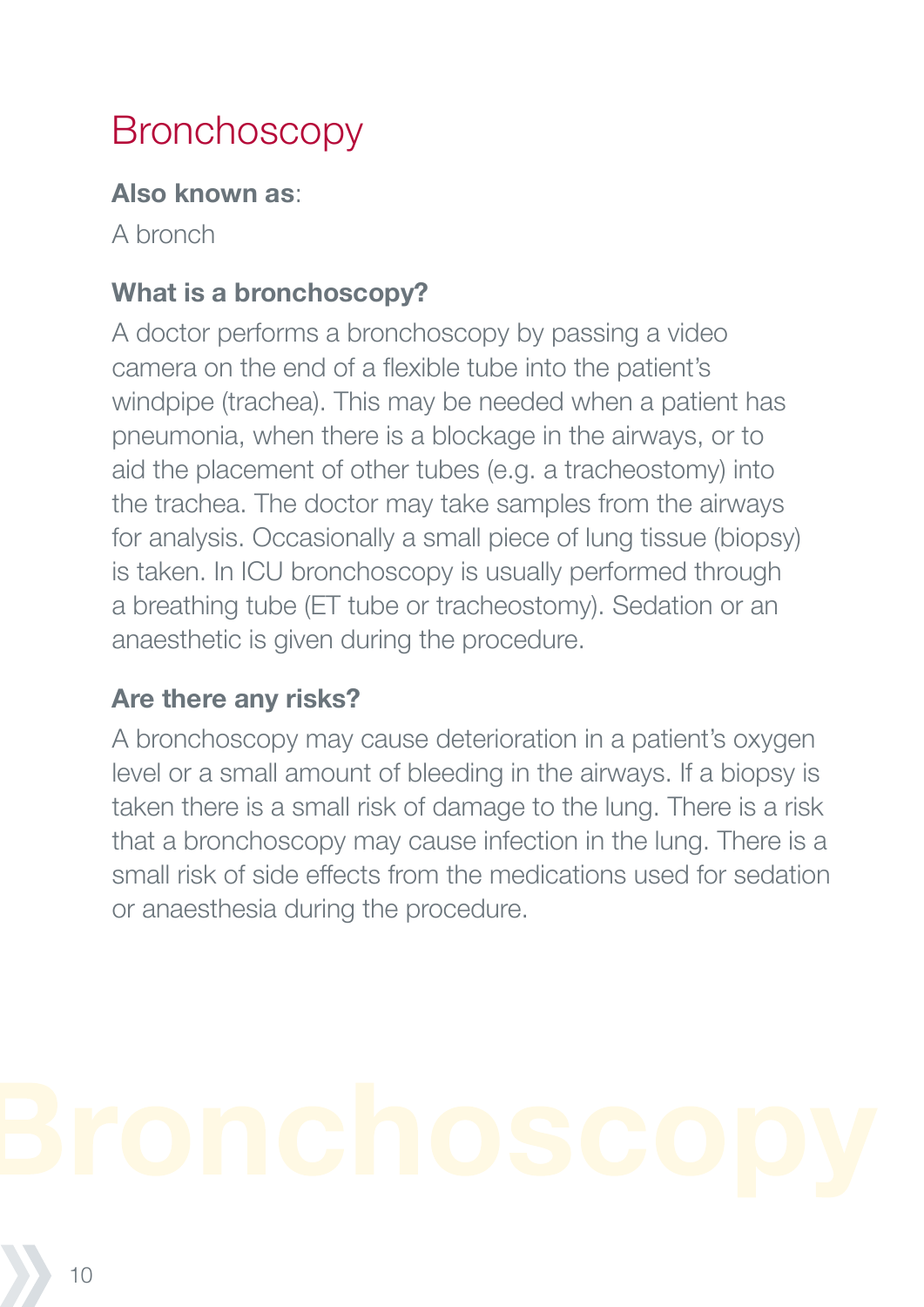# Bronchoscopy

**Also known as**:

A bronch

### What is a bronchoscopy?

A doctor performs a bronchoscopy by passing a video camera on the end of a flexible tube into the patient's windpipe (trachea). This may be needed when a patient has pneumonia, when there is a blockage in the airways, or to aid the placement of other tubes (e.g. a tracheostomy) into the trachea. The doctor may take samples from the airways for analysis. Occasionally a small piece of lung tissue (biopsy) is taken. In ICU bronchoscopy is usually performed through a breathing tube (ET tube or tracheostomy). Sedation or an anaesthetic is given during the procedure.

### Are there any risks?

A bronchoscopy may cause deterioration in a patient's oxygen level or a small amount of bleeding in the airways. If a biopsy is taken there is a small risk of damage to the lung. There is a risk that a bronchoscopy may cause infection in the lung. There is a small risk of side effects from the medications used for sedation or anaesthesia during the procedure.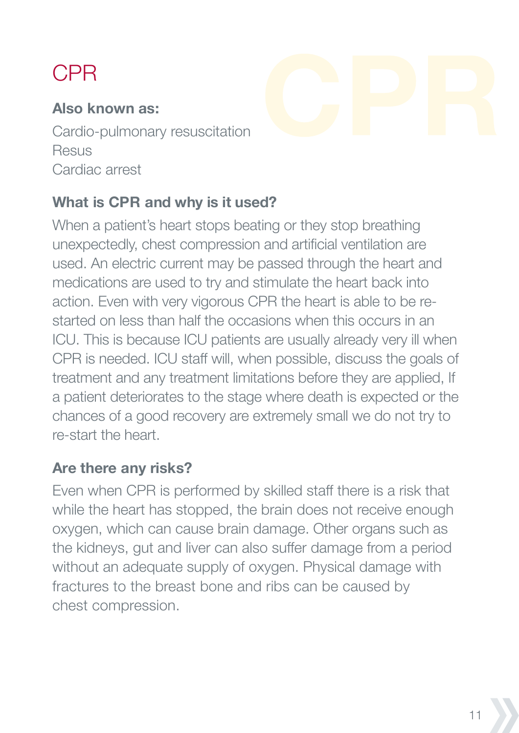# CPR

**Also known as:**

Cardio-pulmonary resuscitation
Resus
Cardiac arrest

**What is CPR and why is it used?**

When a patient's heart stops beating or they stop breathing unexpectedly, chest compression and artificial ventilation are used. An electric current may be passed through the heart and medications are used to try and stimulate the heart back into action. Even with very vigorous CPR the heart is able to be re-started on less than half the occasions when this occurs in an ICU. This is because ICU patients are usually already very ill when CPR is needed. ICU staff will, when possible, discuss the goals of treatment and any treatment limitations before they are applied, If a patient deteriorates to the stage where death is expected or the chances of a good recovery are extremely small we do not try to re-start the heart.

**Are there any risks?**

Even when CPR is performed by skilled staff there is a risk that while the heart has stopped, the brain does not receive enough oxygen, which can cause brain damage. Other organs such as the kidneys, gut and liver can also suffer damage from a period without an adequate supply of oxygen. Physical damage with fractures to the breast bone and ribs can be caused by chest compression.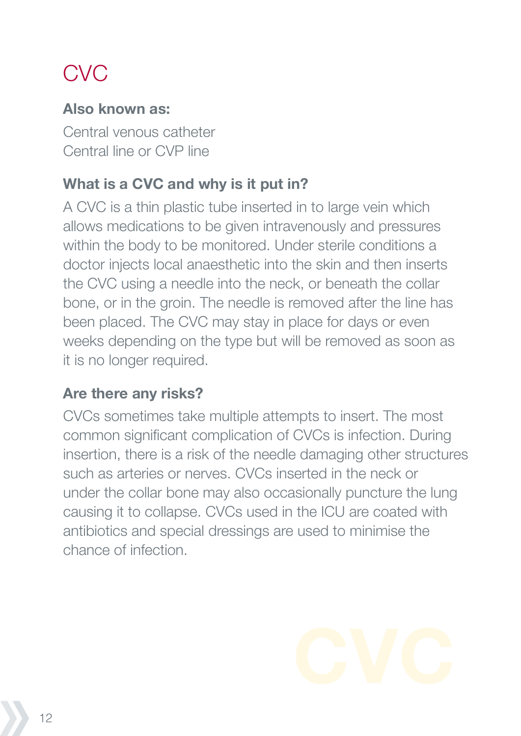# CVC

**Also known as:**

Central venous catheter
Central line or CVP line

### What is a CVC and why is it put in?

A CVC is a thin plastic tube inserted in to large vein which allows medications to be given intravenously and pressures within the body to be monitored. Under sterile conditions a doctor injects local anaesthetic into the skin and then inserts the CVC using a needle into the neck, or beneath the collar bone, or in the groin. The needle is removed after the line has been placed. The CVC may stay in place for days or even weeks depending on the type but will be removed as soon as it is no longer required.

### Are there any risks?

CVCs sometimes take multiple attempts to insert. The most common significant complication of CVCs is infection. During insertion, there is a risk of the needle damaging other structures such as arteries or nerves. CVCs inserted in the neck or under the collar bone may also occasionally puncture the lung causing it to collapse. CVCs used in the ICU are coated with antibiotics and special dressings are used to minimise the chance of infection.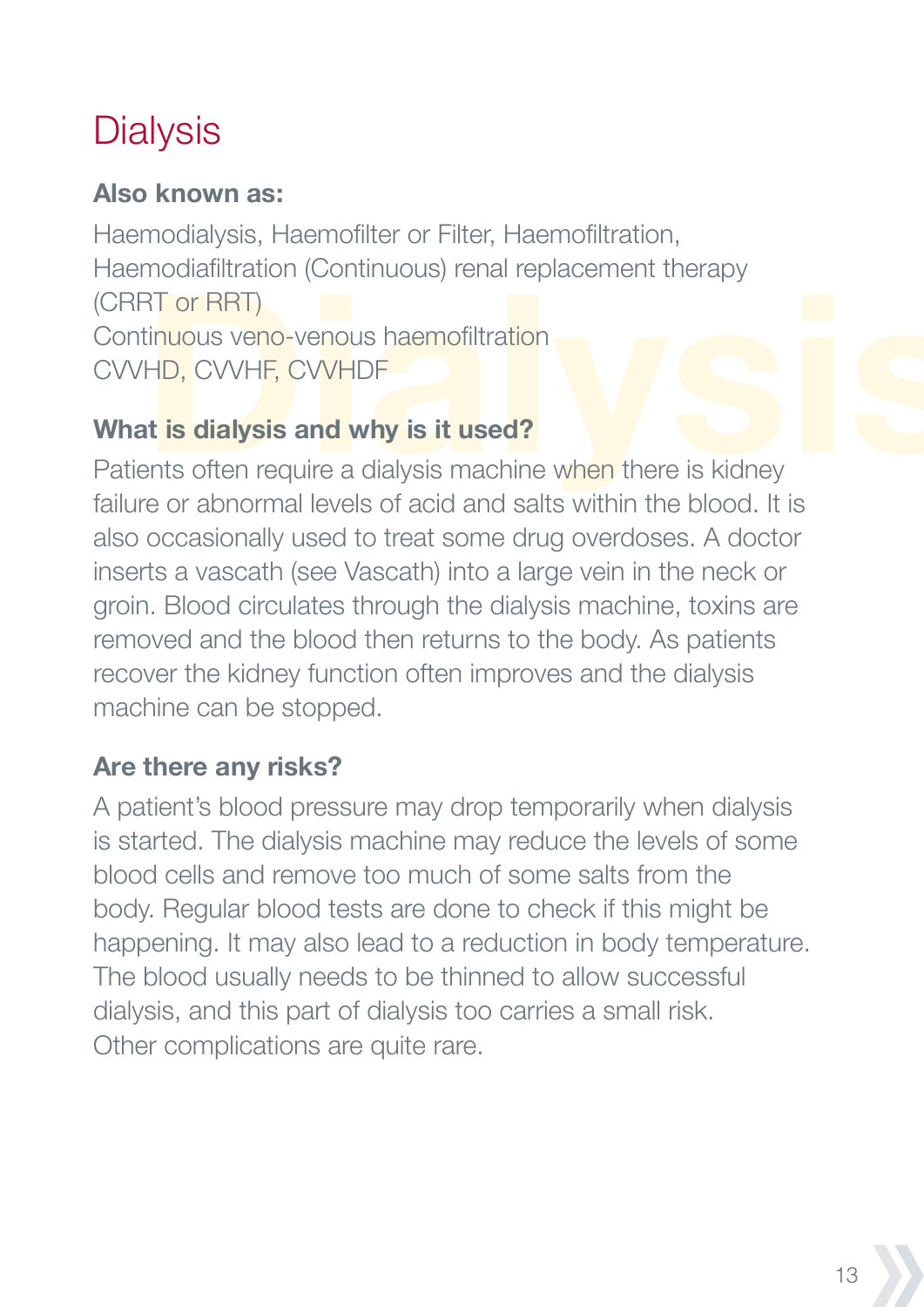# Dialysis

**Also known as:**

Haemodialysis, Haemofilter or Filter, Haemofiltration, Haemodiafiltration (Continuous) renal replacement therapy (CRRT or RRT)
Continuous veno-venous haemofiltration
CVVHD, CVVHF, CVVHDF

### What is dialysis and why is it used?

Patients often require a dialysis machine when there is kidney failure or abnormal levels of acid and salts within the blood. It is also occasionally used to treat some drug overdoses. A doctor inserts a vascath (see Vascath) into a large vein in the neck or groin. Blood circulates through the dialysis machine, toxins are removed and the blood then returns to the body. As patients recover the kidney function often improves and the dialysis machine can be stopped.

### Are there any risks?

A patient's blood pressure may drop temporarily when dialysis is started. The dialysis machine may reduce the levels of some blood cells and remove too much of some salts from the body. Regular blood tests are done to check if this might be happening. It may also lead to a reduction in body temperature. The blood usually needs to be thinned to allow successful dialysis, and this part of dialysis too carries a small risk. Other complications are quite rare.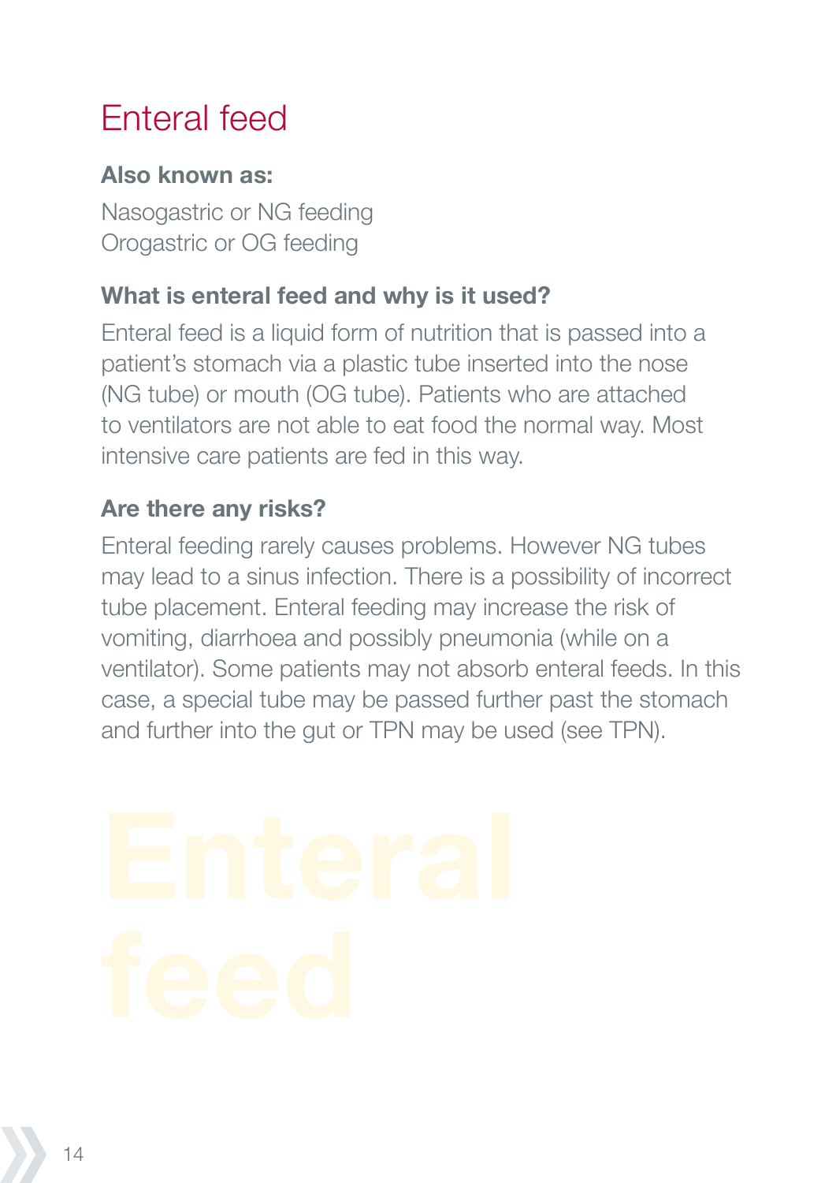# Enteral feed

**Also known as:**

Nasogastric or NG feeding
Orogastric or OG feeding

**What is enteral feed and why is it used?**

Enteral feed is a liquid form of nutrition that is passed into a patient's stomach via a plastic tube inserted into the nose (NG tube) or mouth (OG tube). Patients who are attached to ventilators are not able to eat food the normal way. Most intensive care patients are fed in this way.

**Are there any risks?**

Enteral feeding rarely causes problems. However NG tubes may lead to a sinus infection. There is a possibility of incorrect tube placement. Enteral feeding may increase the risk of vomiting, diarrhoea and possibly pneumonia (while on a ventilator). Some patients may not absorb enteral feeds. In this case, a special tube may be passed further past the stomach and further into the gut or TPN may be used (see TPN).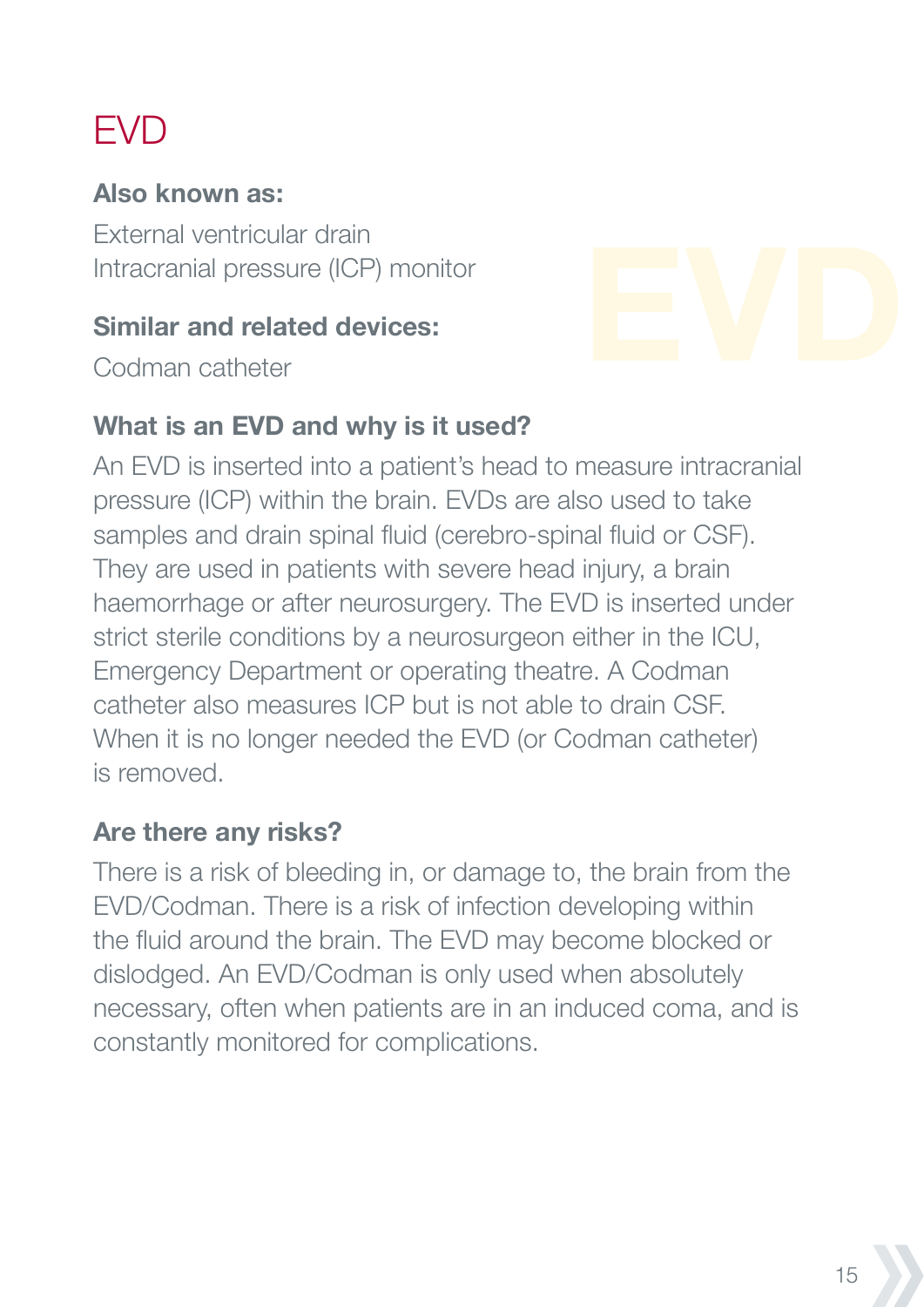# EVD

**Also known as:**

External ventricular drain
Intracranial pressure (ICP) monitor

**Similar and related devices:**

Codman catheter

**What is an EVD and why is it used?**

An EVD is inserted into a patient's head to measure intracranial pressure (ICP) within the brain. EVDs are also used to take samples and drain spinal fluid (cerebro-spinal fluid or CSF). They are used in patients with severe head injury, a brain haemorrhage or after neurosurgery. The EVD is inserted under strict sterile conditions by a neurosurgeon either in the ICU, Emergency Department or operating theatre. A Codman catheter also measures ICP but is not able to drain CSF. When it is no longer needed the EVD (or Codman catheter) is removed.

**Are there any risks?**

There is a risk of bleeding in, or damage to, the brain from the EVD/Codman. There is a risk of infection developing within the fluid around the brain. The EVD may become blocked or dislodged. An EVD/Codman is only used when absolutely necessary, often when patients are in an induced coma, and is constantly monitored for complications.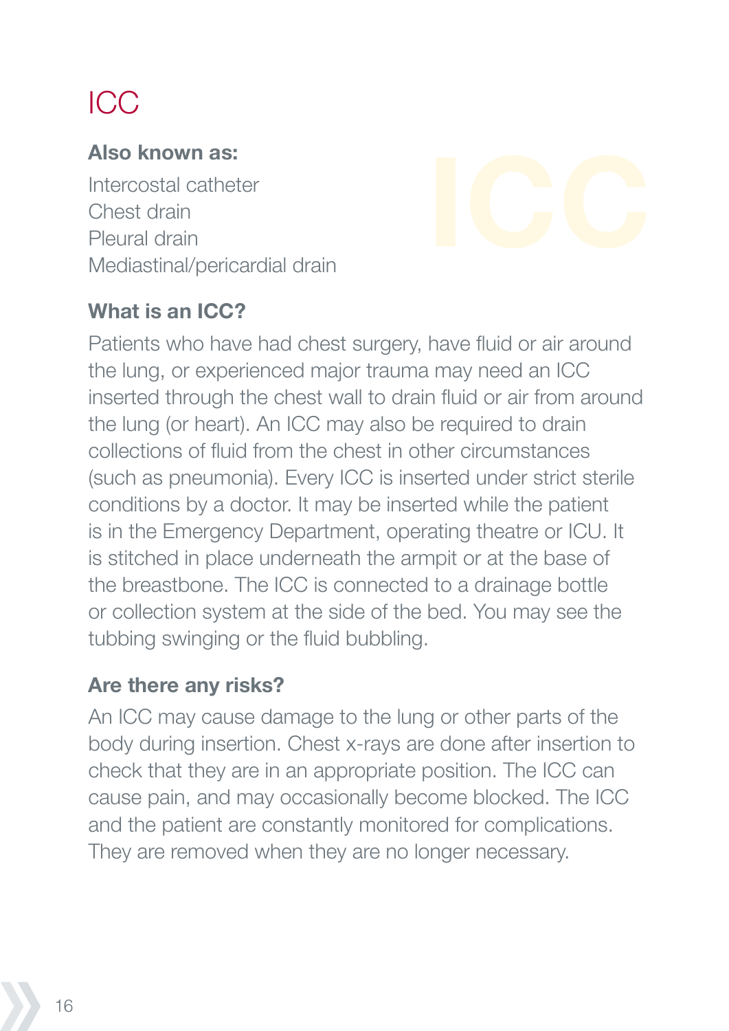# ICC

**Also known as:**

Intercostal catheter
Chest drain
Pleural drain
Mediastinal/pericardial drain

## What is an ICC?

Patients who have had chest surgery, have fluid or air around the lung, or experienced major trauma may need an ICC inserted through the chest wall to drain fluid or air from around the lung (or heart). An ICC may also be required to drain collections of fluid from the chest in other circumstances (such as pneumonia). Every ICC is inserted under strict sterile conditions by a doctor. It may be inserted while the patient is in the Emergency Department, operating theatre or ICU. It is stitched in place underneath the armpit or at the base of the breastbone. The ICC is connected to a drainage bottle or collection system at the side of the bed. You may see the tubbing swinging or the fluid bubbling.

## Are there any risks?

An ICC may cause damage to the lung or other parts of the body during insertion. Chest x-rays are done after insertion to check that they are in an appropriate position. The ICC can cause pain, and may occasionally become blocked. The ICC and the patient are constantly monitored for complications. They are removed when they are no longer necessary.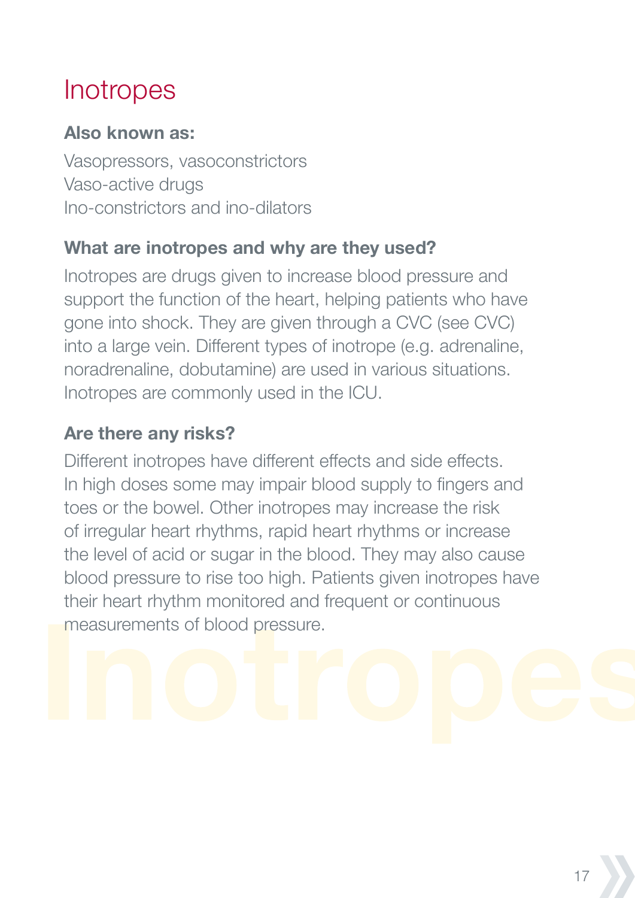# Inotropes

### Also known as:

Vasopressors, vasoconstrictors
Vaso-active drugs
Ino-constrictors and ino-dilators

### What are inotropes and why are they used?

Inotropes are drugs given to increase blood pressure and support the function of the heart, helping patients who have gone into shock. They are given through a CVC (see CVC) into a large vein. Different types of inotrope (e.g. adrenaline, noradrenaline, dobutamine) are used in various situations. Inotropes are commonly used in the ICU.

### Are there any risks?

Different inotropes have different effects and side effects. In high doses some may impair blood supply to fingers and toes or the bowel. Other inotropes may increase the risk of irregular heart rhythms, rapid heart rhythms or increase the level of acid or sugar in the blood. They may also cause blood pressure to rise too high. Patients given inotropes have their heart rhythm monitored and frequent or continuous measurements of blood pressure.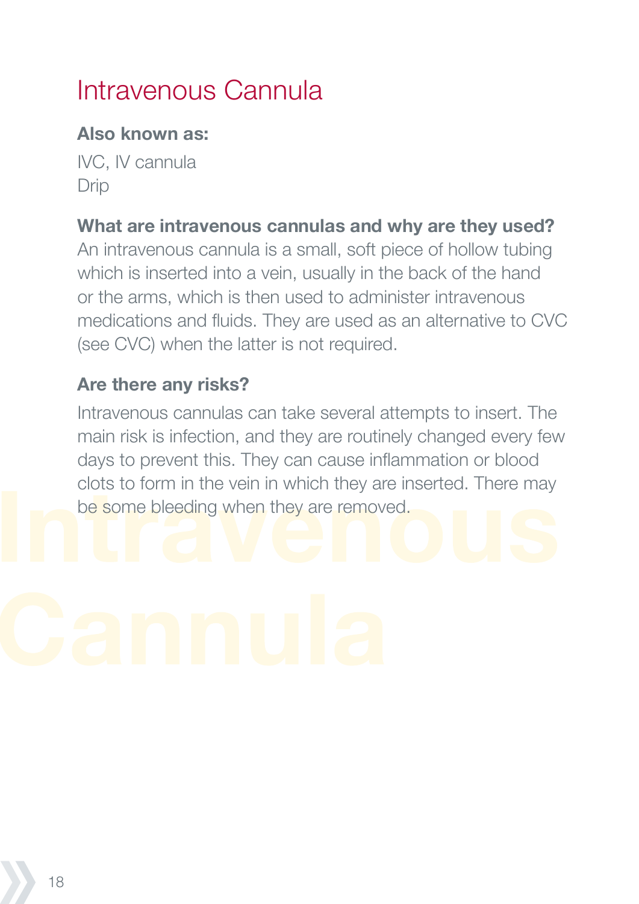# Intravenous Cannula

**Also known as:**

IVC, IV cannula
Drip

**What are intravenous cannulas and why are they used?**
An intravenous cannula is a small, soft piece of hollow tubing which is inserted into a vein, usually in the back of the hand or the arms, which is then used to administer intravenous medications and fluids. They are used as an alternative to CVC (see CVC) when the latter is not required.

**Are there any risks?**

Intravenous cannulas can take several attempts to insert. The main risk is infection, and they are routinely changed every few days to prevent this. They can cause inflammation or blood clots to form in the vein in which they are inserted. There may be some bleeding when they are removed.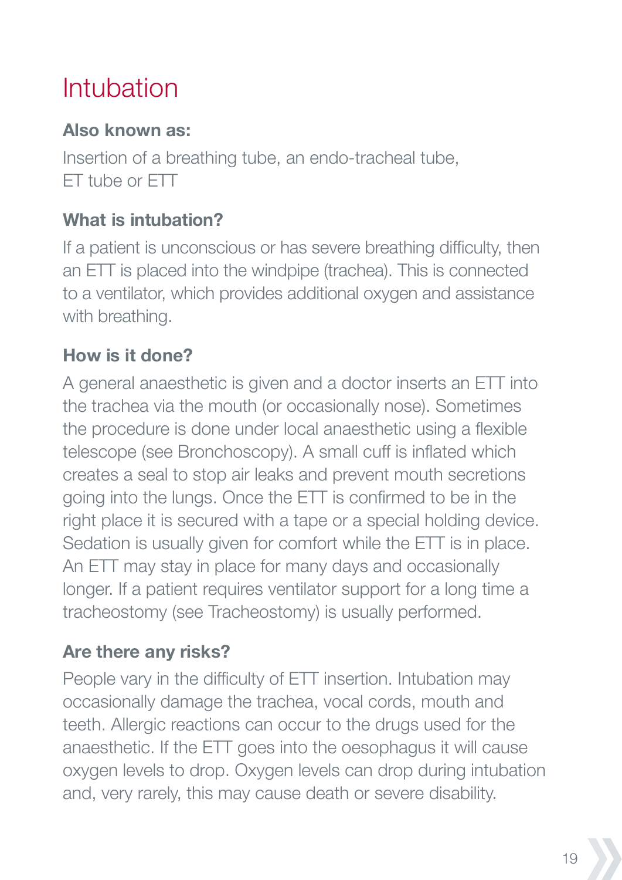# Intubation

### Also known as:

Insertion of a breathing tube, an endo-tracheal tube, ET tube or ETT

### What is intubation?

If a patient is unconscious or has severe breathing difficulty, then an ETT is placed into the windpipe (trachea). This is connected to a ventilator, which provides additional oxygen and assistance with breathing.

### How is it done?

A general anaesthetic is given and a doctor inserts an ETT into the trachea via the mouth (or occasionally nose). Sometimes the procedure is done under local anaesthetic using a flexible telescope (see Bronchoscopy). A small cuff is inflated which creates a seal to stop air leaks and prevent mouth secretions going into the lungs. Once the ETT is confirmed to be in the right place it is secured with a tape or a special holding device. Sedation is usually given for comfort while the ETT is in place. An ETT may stay in place for many days and occasionally longer. If a patient requires ventilator support for a long time a tracheostomy (see Tracheostomy) is usually performed.

### Are there any risks?

People vary in the difficulty of ETT insertion. Intubation may occasionally damage the trachea, vocal cords, mouth and teeth. Allergic reactions can occur to the drugs used for the anaesthetic. If the ETT goes into the oesophagus it will cause oxygen levels to drop. Oxygen levels can drop during intubation and, very rarely, this may cause death or severe disability.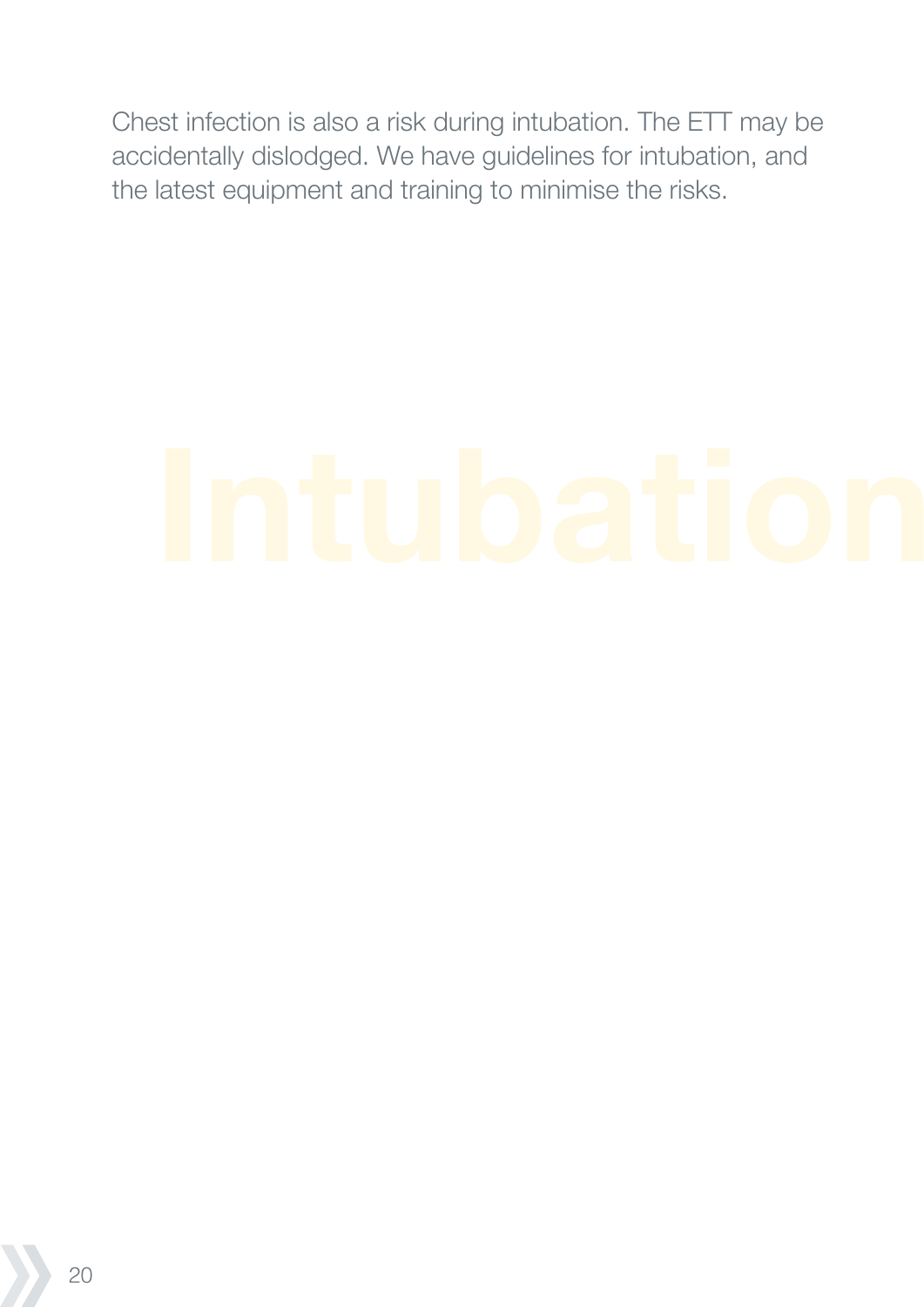Chest infection is also a risk during intubation. The ETT may be accidentally dislodged. We have guidelines for intubation, and the latest equipment and training to minimise the risks.

Intubation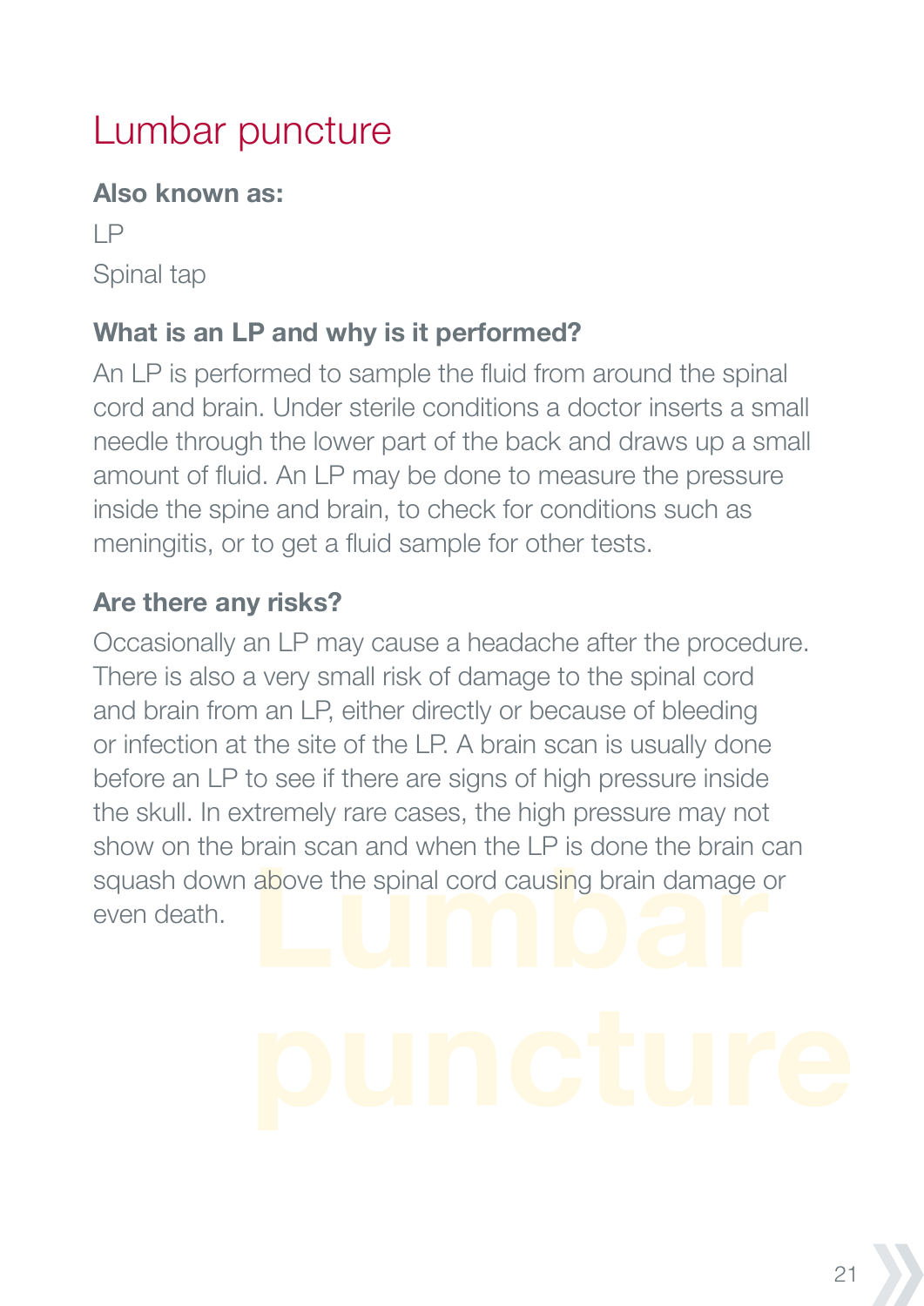# Lumbar puncture

**Also known as:**

LP

Spinal tap

**What is an LP and why is it performed?**

An LP is performed to sample the fluid from around the spinal cord and brain. Under sterile conditions a doctor inserts a small needle through the lower part of the back and draws up a small amount of fluid. An LP may be done to measure the pressure inside the spine and brain, to check for conditions such as meningitis, or to get a fluid sample for other tests.

**Are there any risks?**

Occasionally an LP may cause a headache after the procedure. There is also a very small risk of damage to the spinal cord and brain from an LP, either directly or because of bleeding or infection at the site of the LP. A brain scan is usually done before an LP to see if there are signs of high pressure inside the skull. In extremely rare cases, the high pressure may not show on the brain scan and when the LP is done the brain can squash down above the spinal cord causing brain damage or even death.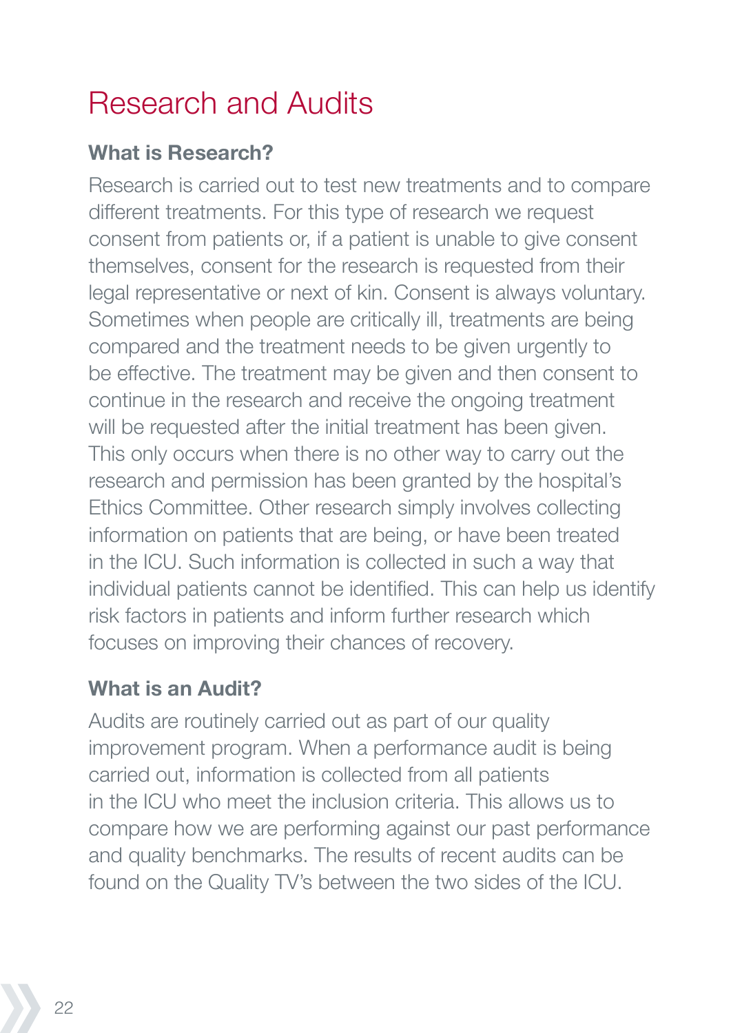# Research and Audits

### What is Research?

Research is carried out to test new treatments and to compare different treatments. For this type of research we request consent from patients or, if a patient is unable to give consent themselves, consent for the research is requested from their legal representative or next of kin. Consent is always voluntary. Sometimes when people are critically ill, treatments are being compared and the treatment needs to be given urgently to be effective. The treatment may be given and then consent to continue in the research and receive the ongoing treatment will be requested after the initial treatment has been given. This only occurs when there is no other way to carry out the research and permission has been granted by the hospital's Ethics Committee. Other research simply involves collecting information on patients that are being, or have been treated in the ICU. Such information is collected in such a way that individual patients cannot be identified. This can help us identify risk factors in patients and inform further research which focuses on improving their chances of recovery.

### What is an Audit?

Audits are routinely carried out as part of our quality improvement program. When a performance audit is being carried out, information is collected from all patients in the ICU who meet the inclusion criteria. This allows us to compare how we are performing against our past performance and quality benchmarks. The results of recent audits can be found on the Quality TV's between the two sides of the ICU.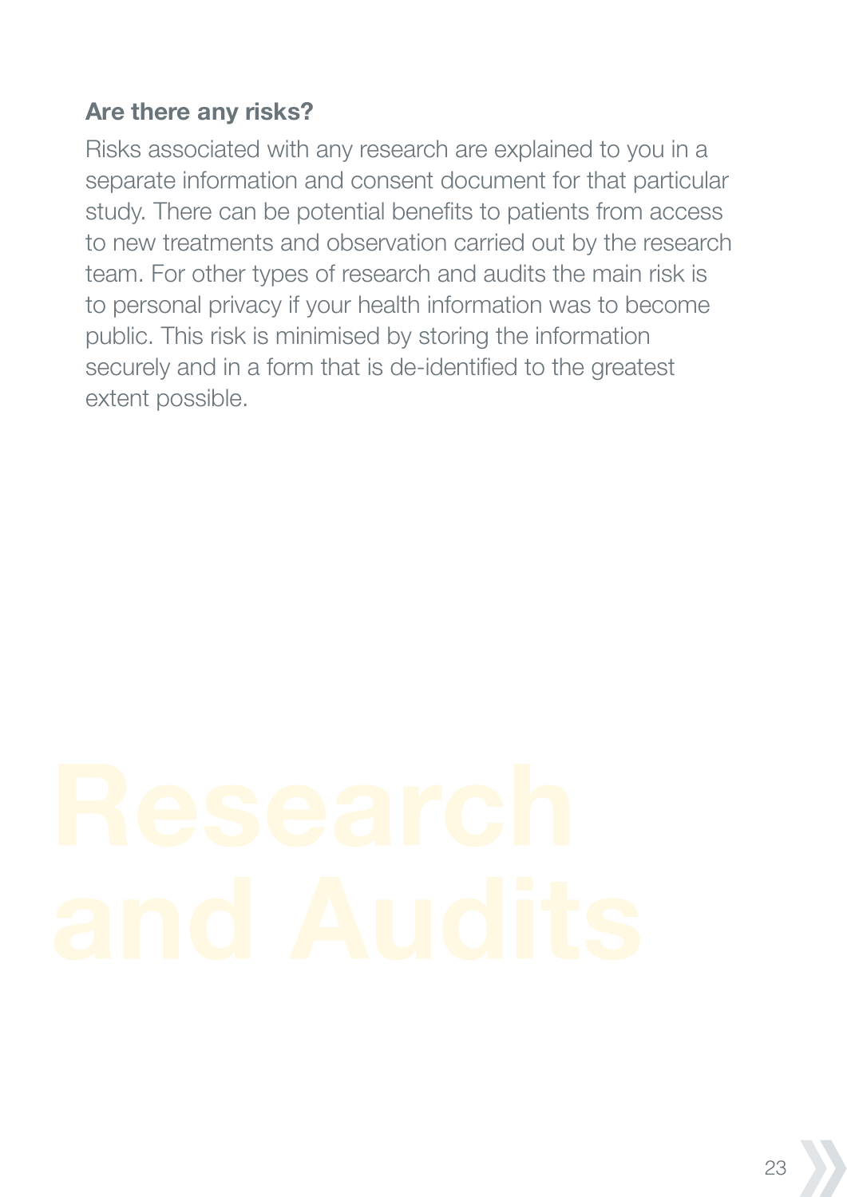### Are there any risks?

Risks associated with any research are explained to you in a separate information and consent document for that particular study. There can be potential benefits to patients from access to new treatments and observation carried out by the research team. For other types of research and audits the main risk is to personal privacy if your health information was to become public. This risk is minimised by storing the information securely and in a form that is de-identified to the greatest extent possible.

Research and Audits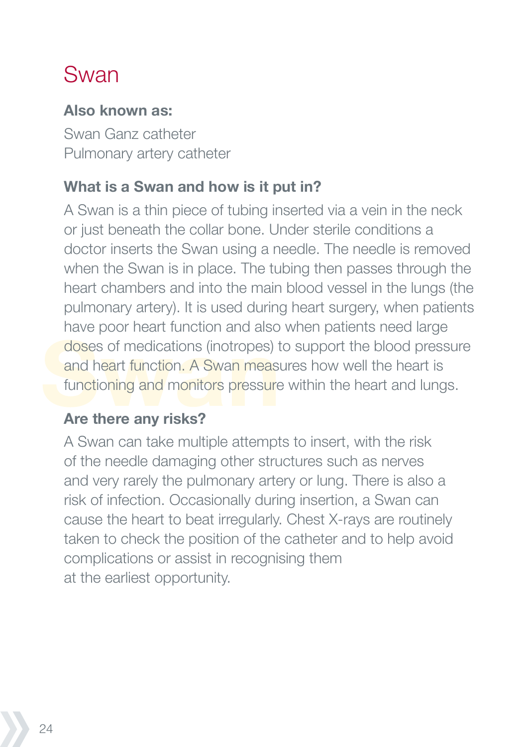# Swan

**Also known as:**

Swan Ganz catheter
Pulmonary artery catheter

### What is a Swan and how is it put in?

A Swan is a thin piece of tubing inserted via a vein in the neck or just beneath the collar bone. Under sterile conditions a doctor inserts the Swan using a needle. The needle is removed when the Swan is in place. The tubing then passes through the heart chambers and into the main blood vessel in the lungs (the pulmonary artery). It is used during heart surgery, when patients have poor heart function and also when patients need large doses of medications (inotropes) to support the blood pressure and heart function. A Swan measures how well the heart is functioning and monitors pressure within the heart and lungs.

### Are there any risks?

A Swan can take multiple attempts to insert, with the risk of the needle damaging other structures such as nerves and very rarely the pulmonary artery or lung. There is also a risk of infection. Occasionally during insertion, a Swan can cause the heart to beat irregularly. Chest X-rays are routinely taken to check the position of the catheter and to help avoid complications or assist in recognising them at the earliest opportunity.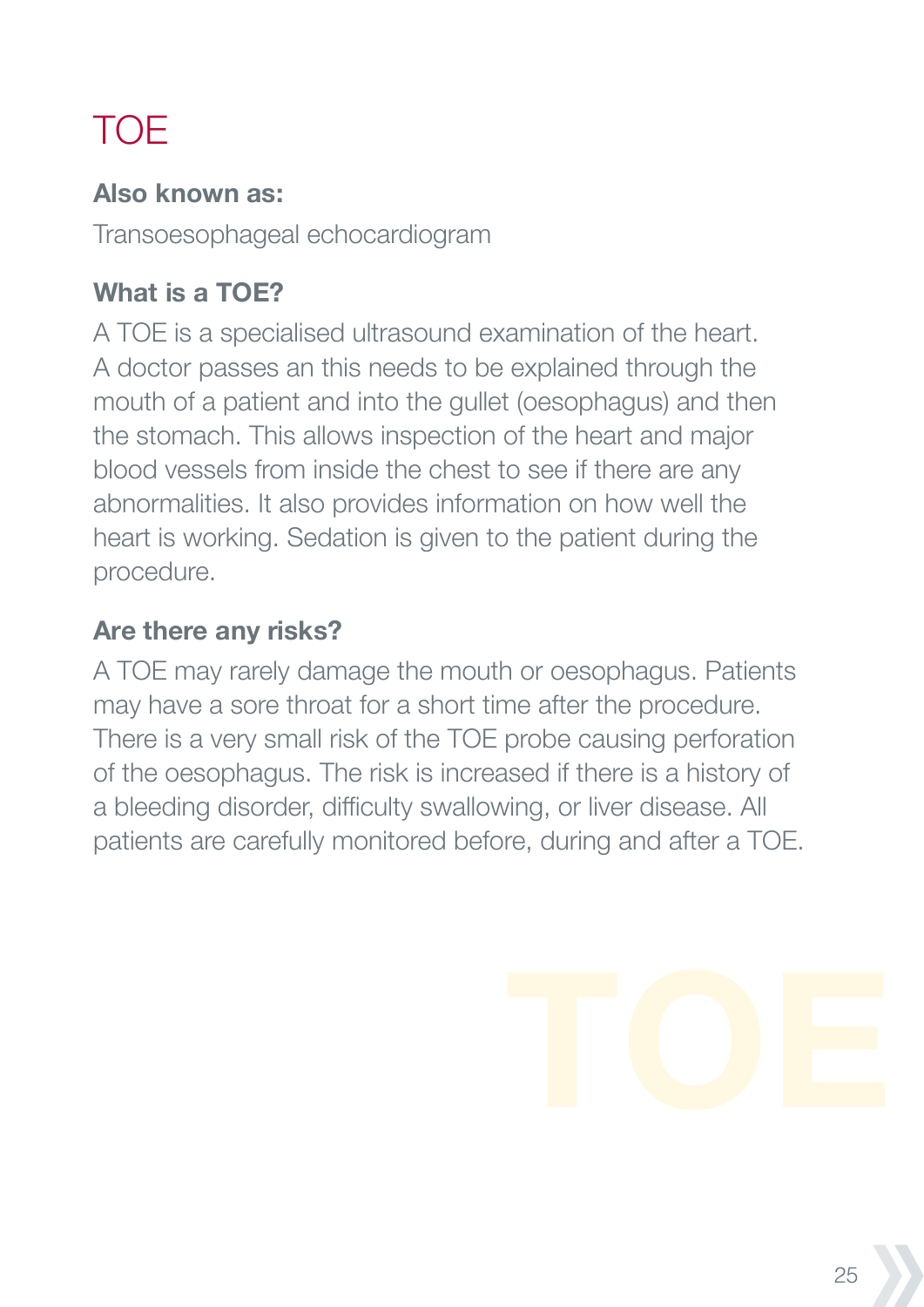# TOE

**Also known as:**

Transoesophageal echocardiogram

**What is a TOE?**

A TOE is a specialised ultrasound examination of the heart. A doctor passes an this needs to be explained through the mouth of a patient and into the gullet (oesophagus) and then the stomach. This allows inspection of the heart and major blood vessels from inside the chest to see if there are any abnormalities. It also provides information on how well the heart is working. Sedation is given to the patient during the procedure.

**Are there any risks?**

A TOE may rarely damage the mouth or oesophagus. Patients may have a sore throat for a short time after the procedure. There is a very small risk of the TOE probe causing perforation of the oesophagus. The risk is increased if there is a history of a bleeding disorder, difficulty swallowing, or liver disease. All patients are carefully monitored before, during and after a TOE.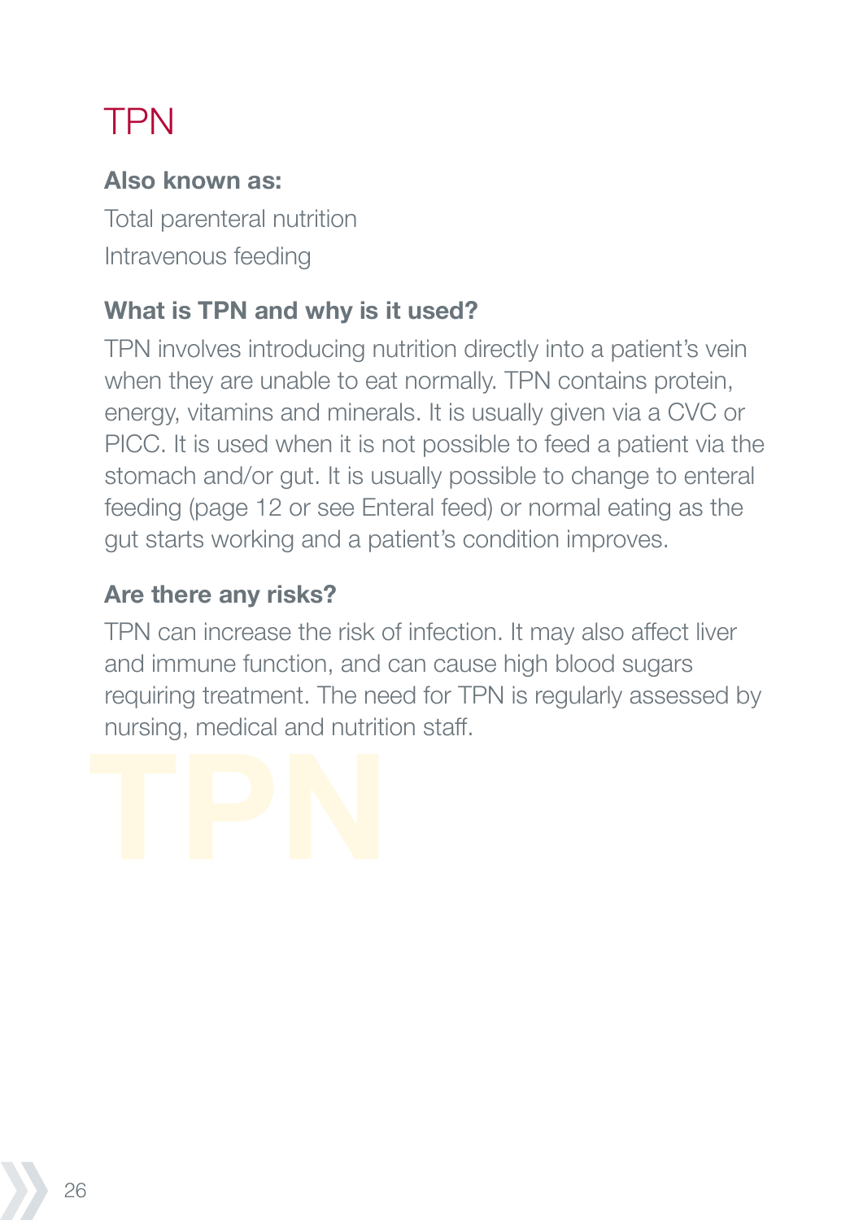# TPN

**Also known as:**

Total parenteral nutrition

Intravenous feeding

**What is TPN and why is it used?**

TPN involves introducing nutrition directly into a patient's vein when they are unable to eat normally. TPN contains protein, energy, vitamins and minerals. It is usually given via a CVC or PICC. It is used when it is not possible to feed a patient via the stomach and/or gut. It is usually possible to change to enteral feeding (page 12 or see Enteral feed) or normal eating as the gut starts working and a patient's condition improves.

**Are there any risks?**

TPN can increase the risk of infection. It may also affect liver and immune function, and can cause high blood sugars requiring treatment. The need for TPN is regularly assessed by nursing, medical and nutrition staff.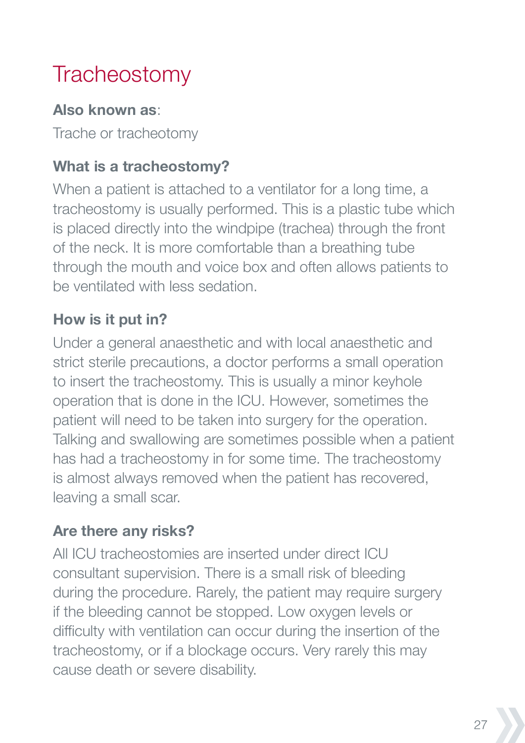# Tracheostomy

**Also known as**:

Trache or tracheotomy

## What is a tracheostomy?

When a patient is attached to a ventilator for a long time, a tracheostomy is usually performed. This is a plastic tube which is placed directly into the windpipe (trachea) through the front of the neck. It is more comfortable than a breathing tube through the mouth and voice box and often allows patients to be ventilated with less sedation.

## How is it put in?

Under a general anaesthetic and with local anaesthetic and strict sterile precautions, a doctor performs a small operation to insert the tracheostomy. This is usually a minor keyhole operation that is done in the ICU. However, sometimes the patient will need to be taken into surgery for the operation. Talking and swallowing are sometimes possible when a patient has had a tracheostomy in for some time. The tracheostomy is almost always removed when the patient has recovered, leaving a small scar.

## Are there any risks?

All ICU tracheostomies are inserted under direct ICU consultant supervision. There is a small risk of bleeding during the procedure. Rarely, the patient may require surgery if the bleeding cannot be stopped. Low oxygen levels or difficulty with ventilation can occur during the insertion of the tracheostomy, or if a blockage occurs. Very rarely this may cause death or severe disability.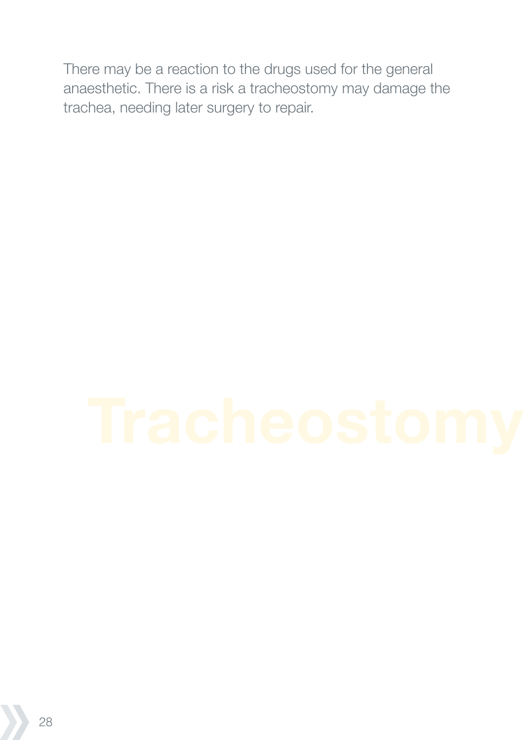There may be a reaction to the drugs used for the general anaesthetic. There is a risk a tracheostomy may damage the trachea, needing later surgery to repair.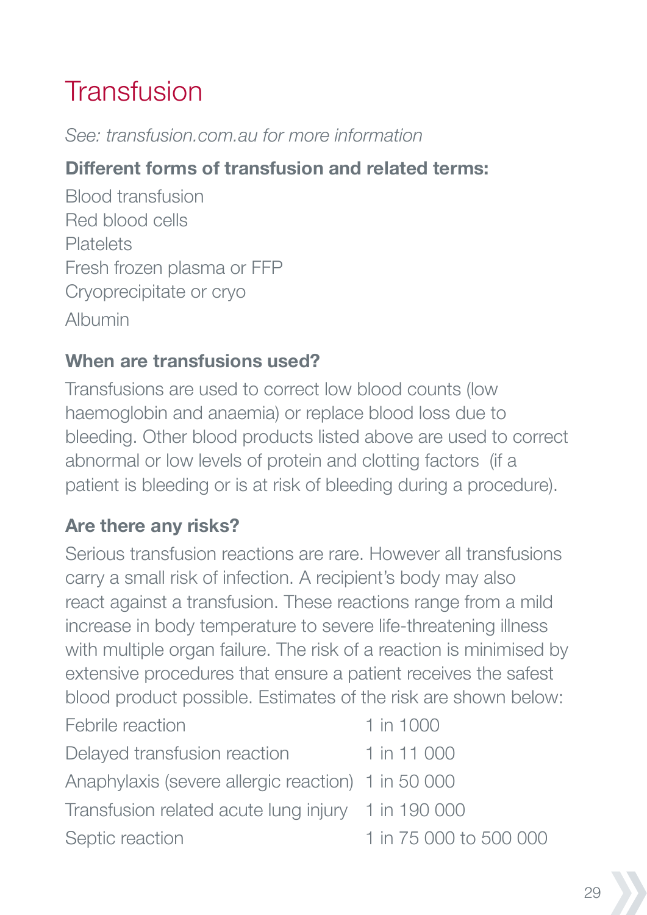# Transfusion

*See: transfusion.com.au for more information*

**Different forms of transfusion and related terms:**

Blood transfusion
Red blood cells
Platelets
Fresh frozen plasma or FFP
Cryoprecipitate or cryo
Albumin

**When are transfusions used?**

Transfusions are used to correct low blood counts (low haemoglobin and anaemia) or replace blood loss due to bleeding. Other blood products listed above are used to correct abnormal or low levels of protein and clotting factors (if a patient is bleeding or is at risk of bleeding during a procedure).

**Are there any risks?**

Serious transfusion reactions are rare. However all transfusions carry a small risk of infection. A recipient's body may also react against a transfusion. These reactions range from a mild increase in body temperature to severe life-threatening illness with multiple organ failure. The risk of a reaction is minimised by extensive procedures that ensure a patient receives the safest blood product possible. Estimates of the risk are shown below:

| | |
|---|---|
| Febrile reaction | 1 in 1000 |
| Delayed transfusion reaction | 1 in 11 000 |
| Anaphylaxis (severe allergic reaction) | 1 in 50 000 |
| Transfusion related acute lung injury | 1 in 190 000 |
| Septic reaction | 1 in 75 000 to 500 000 |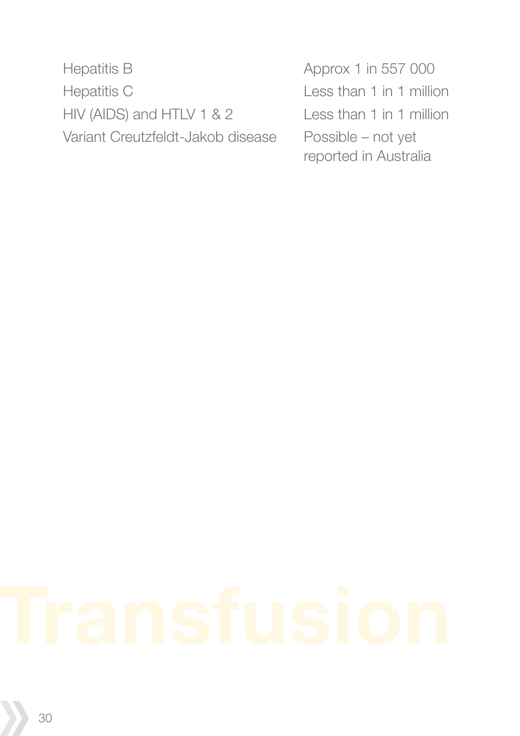| | |
|---|---|
| Hepatitis B | Approx 1 in 557 000 |
| Hepatitis C | Less than 1 in 1 million |
| HIV (AIDS) and HTLV 1 & 2 | Less than 1 in 1 million |
| Variant Creutzfeldt-Jakob disease | Possible – not yet reported in Australia |

Transfusion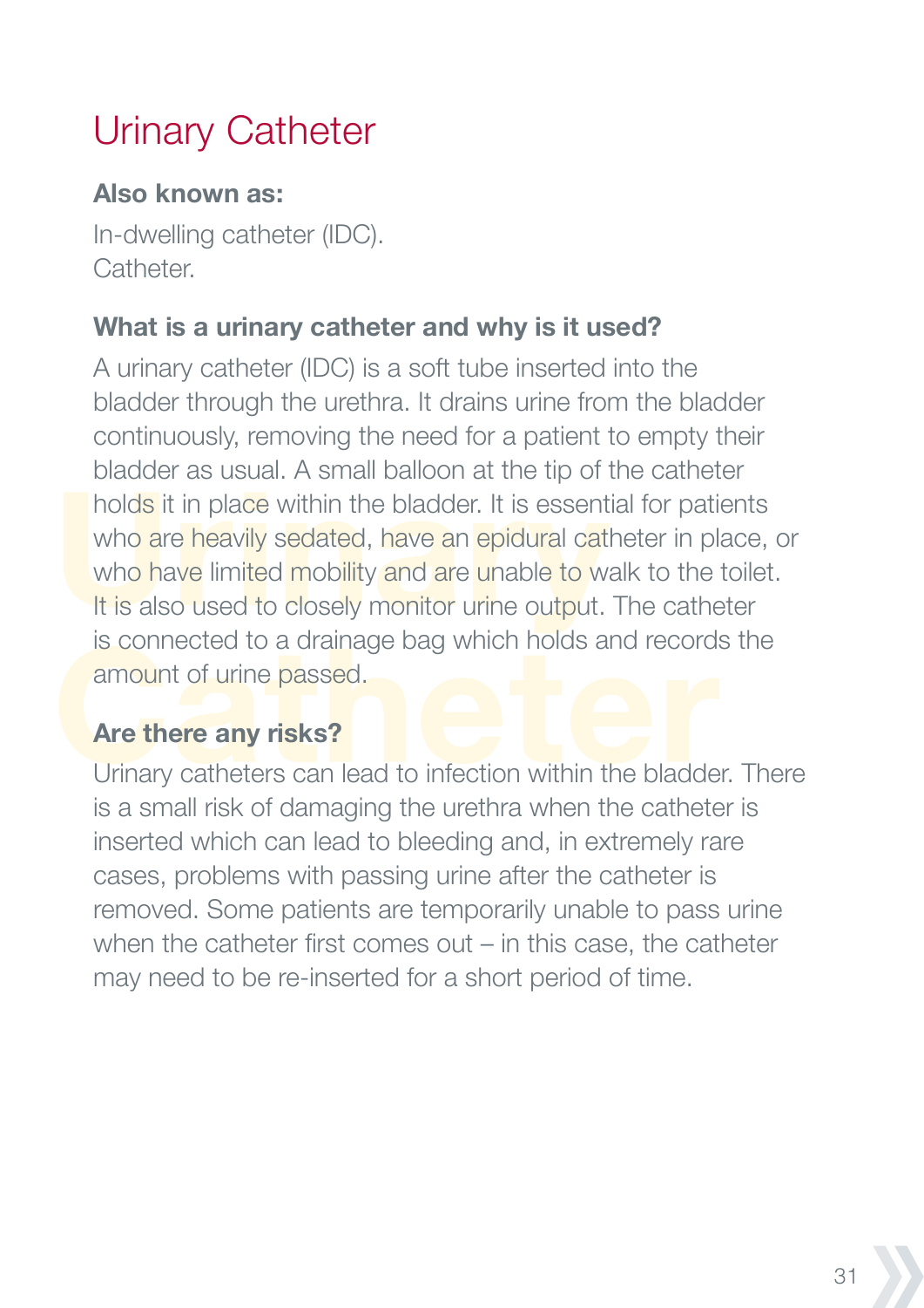# Urinary Catheter

**Also known as:**

In-dwelling catheter (IDC).
Catheter.

### What is a urinary catheter and why is it used?

A urinary catheter (IDC) is a soft tube inserted into the bladder through the urethra. It drains urine from the bladder continuously, removing the need for a patient to empty their bladder as usual. A small balloon at the tip of the catheter holds it in place within the bladder. It is essential for patients who are heavily sedated, have an epidural catheter in place, or who have limited mobility and are unable to walk to the toilet. It is also used to closely monitor urine output. The catheter is connected to a drainage bag which holds and records the amount of urine passed.

### Are there any risks?

Urinary catheters can lead to infection within the bladder. There is a small risk of damaging the urethra when the catheter is inserted which can lead to bleeding and, in extremely rare cases, problems with passing urine after the catheter is removed. Some patients are temporarily unable to pass urine when the catheter first comes out – in this case, the catheter may need to be re-inserted for a short period of time.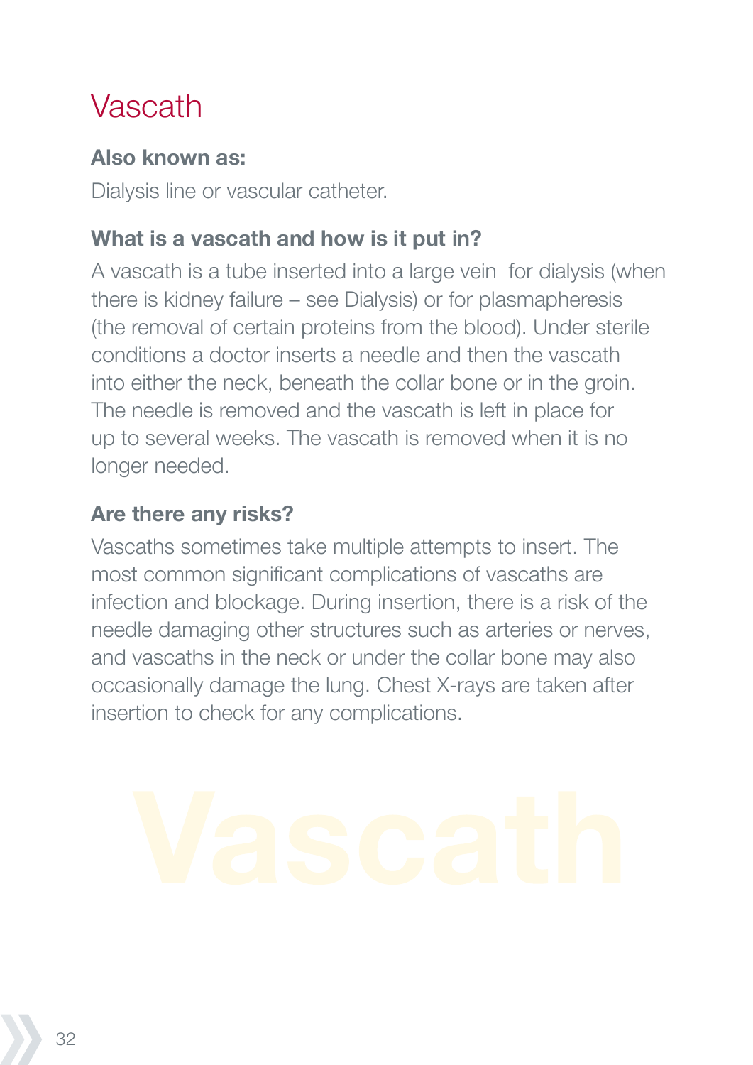# Vascath

**Also known as:**

Dialysis line or vascular catheter.

**What is a vascath and how is it put in?**

A vascath is a tube inserted into a large vein for dialysis (when there is kidney failure – see Dialysis) or for plasmapheresis (the removal of certain proteins from the blood). Under sterile conditions a doctor inserts a needle and then the vascath into either the neck, beneath the collar bone or in the groin. The needle is removed and the vascath is left in place for up to several weeks. The vascath is removed when it is no longer needed.

**Are there any risks?**

Vascaths sometimes take multiple attempts to insert. The most common significant complications of vascaths are infection and blockage. During insertion, there is a risk of the needle damaging other structures such as arteries or nerves, and vascaths in the neck or under the collar bone may also occasionally damage the lung. Chest X-rays are taken after insertion to check for any complications.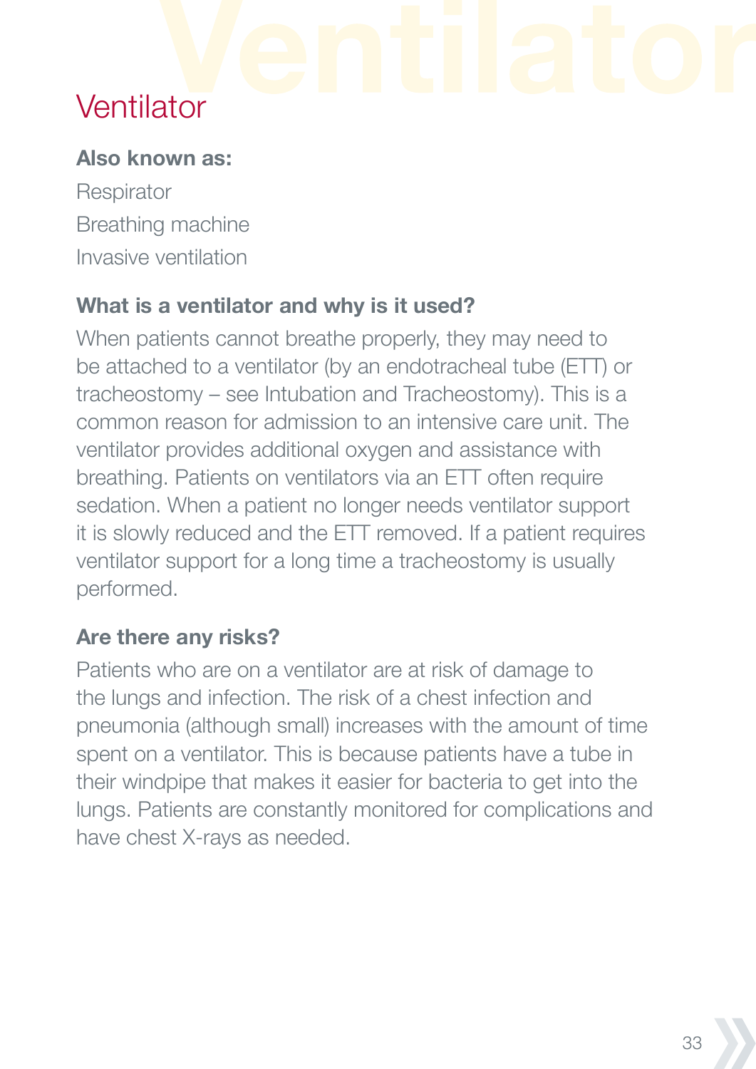# Ventilator

**Also known as:**

Respirator

Breathing machine

Invasive ventilation

### What is a ventilator and why is it used?

When patients cannot breathe properly, they may need to be attached to a ventilator (by an endotracheal tube (ETT) or tracheostomy – see Intubation and Tracheostomy). This is a common reason for admission to an intensive care unit. The ventilator provides additional oxygen and assistance with breathing. Patients on ventilators via an ETT often require sedation. When a patient no longer needs ventilator support it is slowly reduced and the ETT removed. If a patient requires ventilator support for a long time a tracheostomy is usually performed.

### Are there any risks?

Patients who are on a ventilator are at risk of damage to the lungs and infection. The risk of a chest infection and pneumonia (although small) increases with the amount of time spent on a ventilator. This is because patients have a tube in their windpipe that makes it easier for bacteria to get into the lungs. Patients are constantly monitored for complications and have chest X-rays as needed.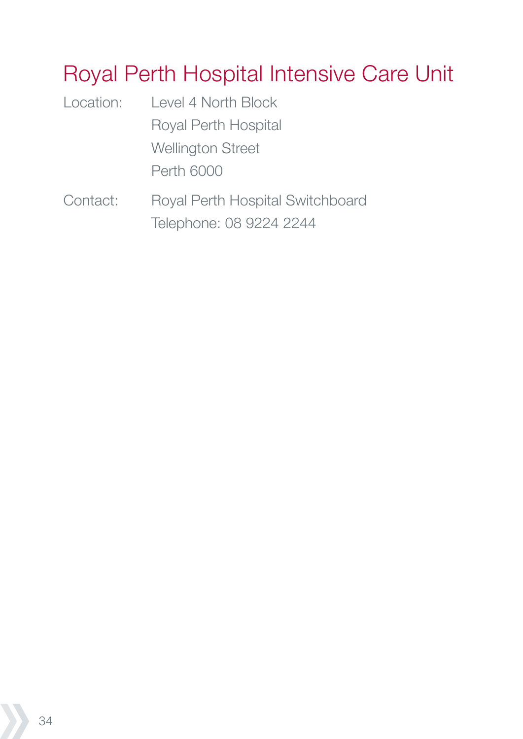## Royal Perth Hospital Intensive Care Unit

Location: Level 4 North Block
Royal Perth Hospital
Wellington Street
Perth 6000

Contact: Royal Perth Hospital Switchboard
Telephone: 08 9224 2244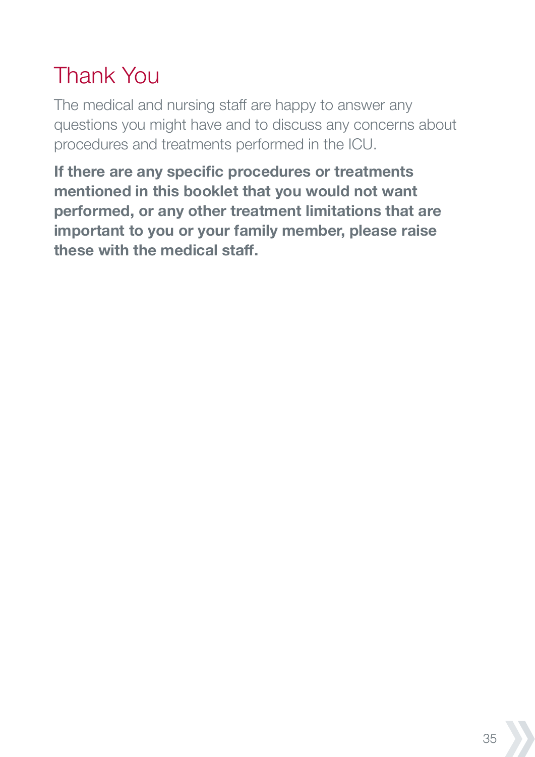# Thank You

The medical and nursing staff are happy to answer any questions you might have and to discuss any concerns about procedures and treatments performed in the ICU.

**If there are any specific procedures or treatments mentioned in this booklet that you would not want performed, or any other treatment limitations that are important to you or your family member, please raise these with the medical staff.**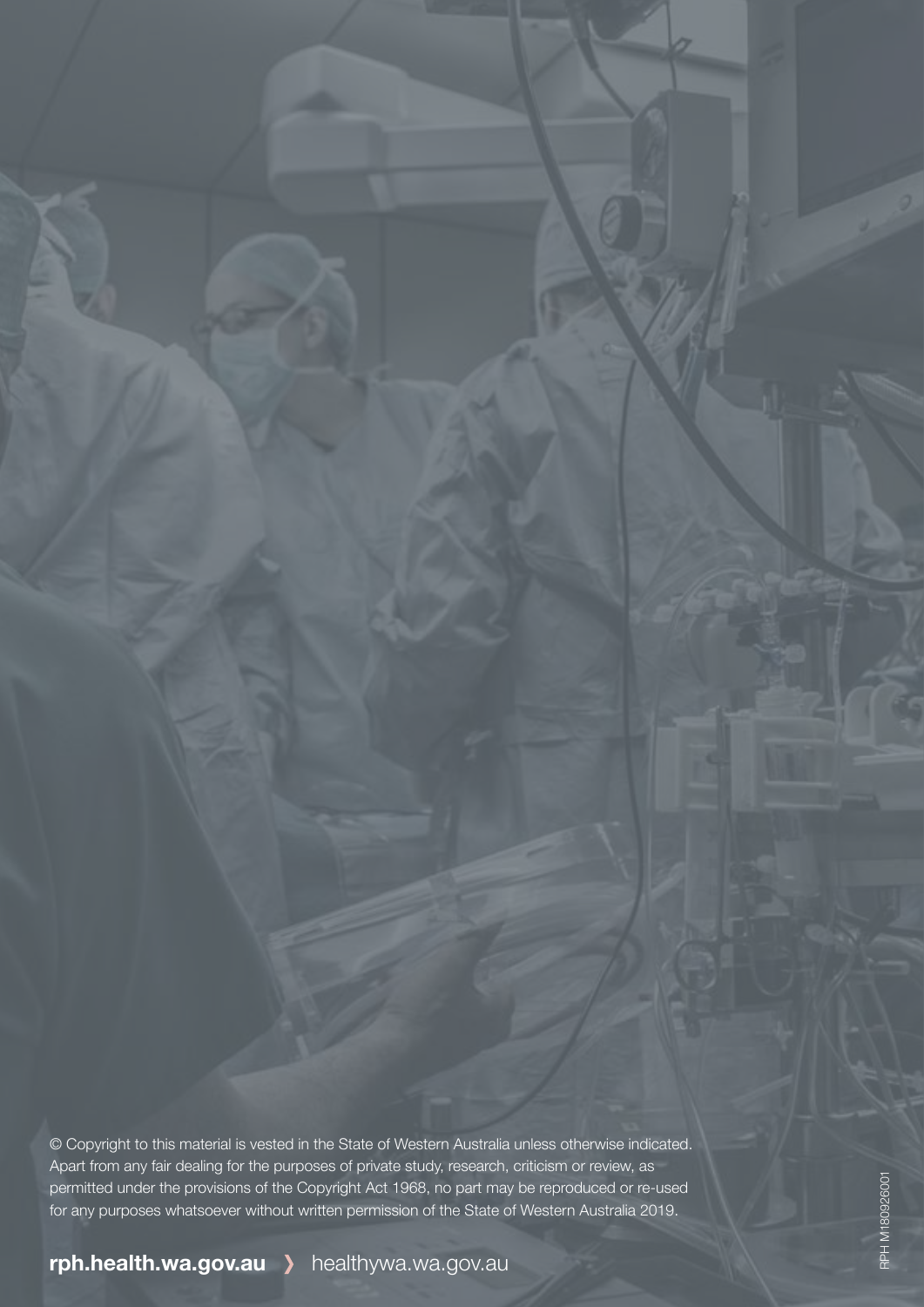© Copyright to this material is vested in the State of Western Australia unless otherwise indicated. Apart from any fair dealing for the purposes of private study, research, criticism or review, as permitted under the provisions of the Copyright Act 1968, no part may be reproduced or re-used for any purposes whatsoever without written permission of the State of Western Australia 2019.

**rph.health.wa.gov.au** › healthywa.wa.gov.au

RPH M180926001